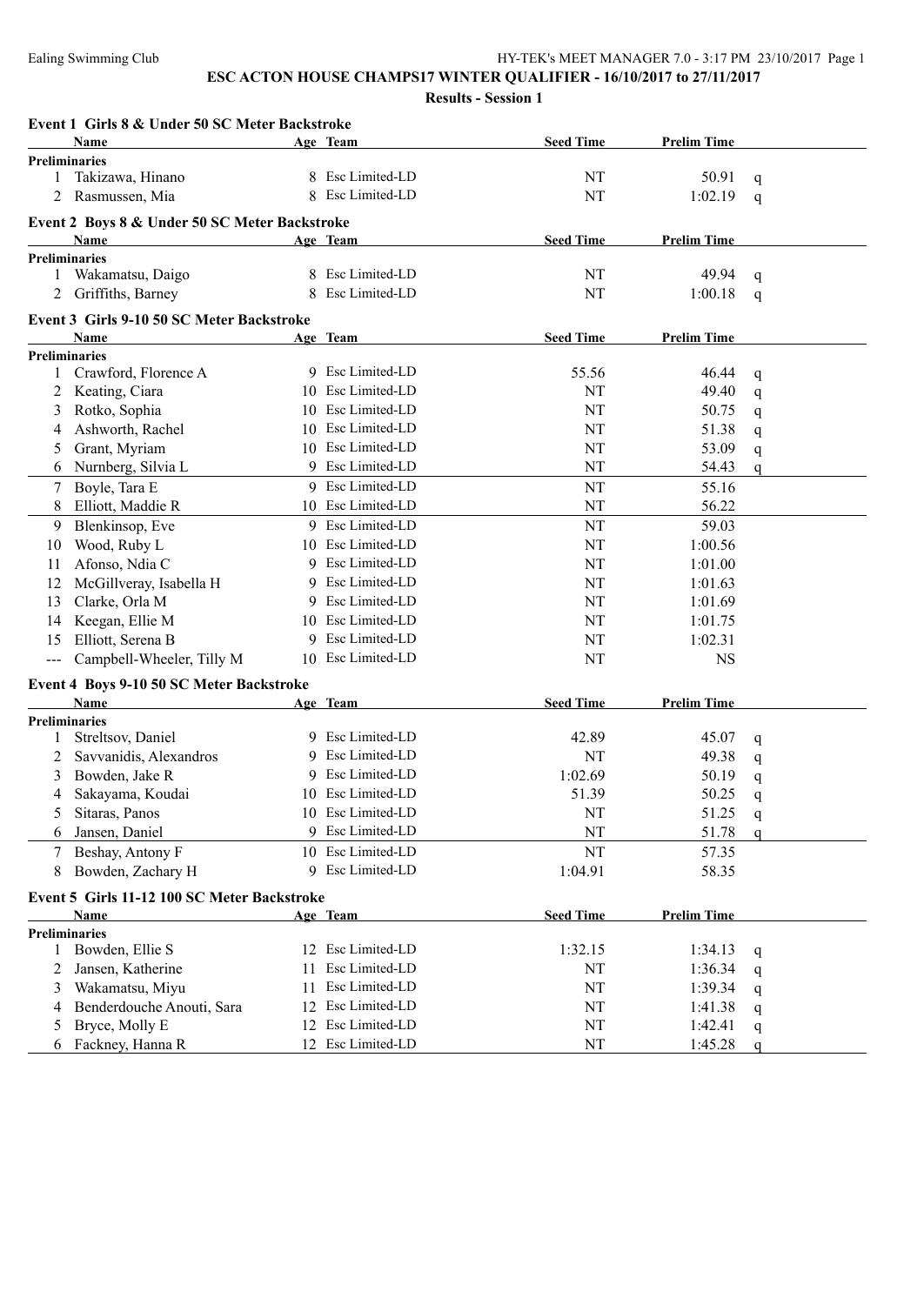# ESC ACTON HOUSE CHAMPS17 WINTER QUALIFIER - 16/10/2017 to 27/11/2017

## Results - Session 1

### Event 1 Girls 8 & Under 50 SC Meter Backstroke

| | Name | Age | Team | Seed Time | Prelim Time | |
|---|---|---|---|---|---|---|
| **Preliminaries** | | | | | | |
| 1 | Takizawa, Hinano | 8 | Esc Limited-LD | NT | 50.91 | q |
| 2 | Rasmussen, Mia | 8 | Esc Limited-LD | NT | 1:02.19 | q |

### Event 2 Boys 8 & Under 50 SC Meter Backstroke

| | Name | Age | Team | Seed Time | Prelim Time | |
|---|---|---|---|---|---|---|
| **Preliminaries** | | | | | | |
| 1 | Wakamatsu, Daigo | 8 | Esc Limited-LD | NT | 49.94 | q |
| 2 | Griffiths, Barney | 8 | Esc Limited-LD | NT | 1:00.18 | q |

### Event 3 Girls 9-10 50 SC Meter Backstroke

| | Name | Age | Team | Seed Time | Prelim Time | |
|---|---|---|---|---|---|---|
| **Preliminaries** | | | | | | |
| 1 | Crawford, Florence A | 9 | Esc Limited-LD | 55.56 | 46.44 | q |
| 2 | Keating, Ciara | 10 | Esc Limited-LD | NT | 49.40 | q |
| 3 | Rotko, Sophia | 10 | Esc Limited-LD | NT | 50.75 | q |
| 4 | Ashworth, Rachel | 10 | Esc Limited-LD | NT | 51.38 | q |
| 5 | Grant, Myriam | 10 | Esc Limited-LD | NT | 53.09 | q |
| 6 | Nurnberg, Silvia L | 9 | Esc Limited-LD | NT | 54.43 | q |
| 7 | Boyle, Tara E | 9 | Esc Limited-LD | NT | 55.16 | |
| 8 | Elliott, Maddie R | 10 | Esc Limited-LD | NT | 56.22 | |
| 9 | Blenkinsop, Eve | 9 | Esc Limited-LD | NT | 59.03 | |
| 10 | Wood, Ruby L | 10 | Esc Limited-LD | NT | 1:00.56 | |
| 11 | Afonso, Ndia C | 9 | Esc Limited-LD | NT | 1:01.00 | |
| 12 | McGillveray, Isabella H | 9 | Esc Limited-LD | NT | 1:01.63 | |
| 13 | Clarke, Orla M | 9 | Esc Limited-LD | NT | 1:01.69 | |
| 14 | Keegan, Ellie M | 10 | Esc Limited-LD | NT | 1:01.75 | |
| 15 | Elliott, Serena B | 9 | Esc Limited-LD | NT | 1:02.31 | |
| --- | Campbell-Wheeler, Tilly M | 10 | Esc Limited-LD | NT | NS | |

### Event 4 Boys 9-10 50 SC Meter Backstroke

| | Name | Age | Team | Seed Time | Prelim Time | |
|---|---|---|---|---|---|---|
| **Preliminaries** | | | | | | |
| 1 | Streltsov, Daniel | 9 | Esc Limited-LD | 42.89 | 45.07 | q |
| 2 | Savvanidis, Alexandros | 9 | Esc Limited-LD | NT | 49.38 | q |
| 3 | Bowden, Jake R | 9 | Esc Limited-LD | 1:02.69 | 50.19 | q |
| 4 | Sakayama, Koudai | 10 | Esc Limited-LD | 51.39 | 50.25 | q |
| 5 | Sitaras, Panos | 10 | Esc Limited-LD | NT | 51.25 | q |
| 6 | Jansen, Daniel | 9 | Esc Limited-LD | NT | 51.78 | q |
| 7 | Beshay, Antony F | 10 | Esc Limited-LD | NT | 57.35 | |
| 8 | Bowden, Zachary H | 9 | Esc Limited-LD | 1:04.91 | 58.35 | |

### Event 5 Girls 11-12 100 SC Meter Backstroke

| | Name | Age | Team | Seed Time | Prelim Time | |
|---|---|---|---|---|---|---|
| **Preliminaries** | | | | | | |
| 1 | Bowden, Ellie S | 12 | Esc Limited-LD | 1:32.15 | 1:34.13 | q |
| 2 | Jansen, Katherine | 11 | Esc Limited-LD | NT | 1:36.34 | q |
| 3 | Wakamatsu, Miyu | 11 | Esc Limited-LD | NT | 1:39.34 | q |
| 4 | Benderdouche Anouti, Sara | 12 | Esc Limited-LD | NT | 1:41.38 | q |
| 5 | Bryce, Molly E | 12 | Esc Limited-LD | NT | 1:42.41 | q |
| 6 | Fackney, Hanna R | 12 | Esc Limited-LD | NT | 1:45.28 | q |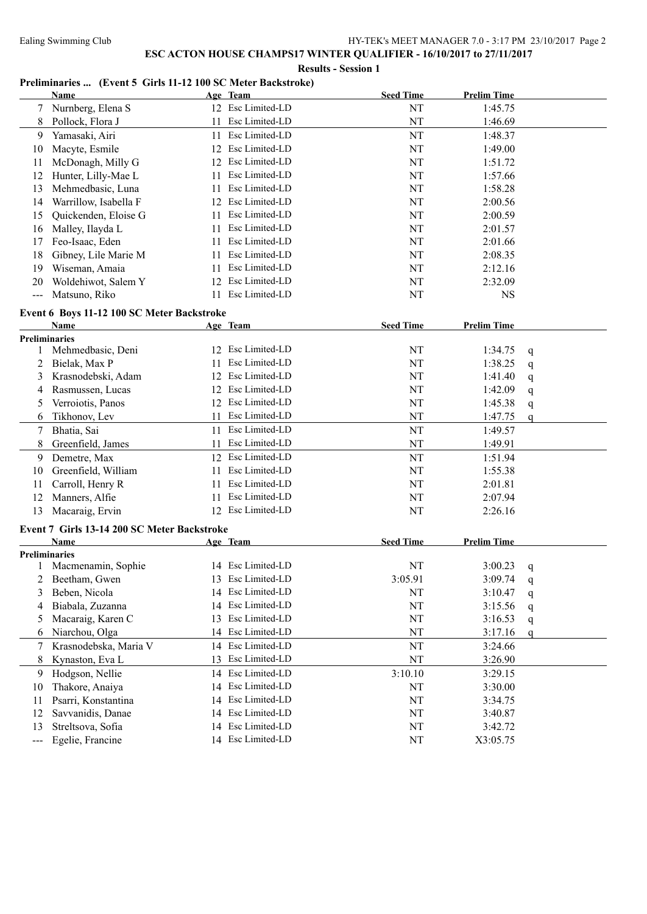**ESC ACTON HOUSE CHAMPS17 WINTER QUALIFIER - 16/10/2017 to 27/11/2017**

**Results - Session 1**

### Preliminaries ... (Event 5 Girls 11-12 100 SC Meter Backstroke)

| | Name | Age | Team | Seed Time | Prelim Time | |
|---|---|---|---|---|---|---|
| 7 | Nurnberg, Elena S | 12 | Esc Limited-LD | NT | 1:45.75 | |
| 8 | Pollock, Flora J | 11 | Esc Limited-LD | NT | 1:46.69 | |
| 9 | Yamasaki, Airi | 11 | Esc Limited-LD | NT | 1:48.37 | |
| 10 | Macyte, Esmile | 12 | Esc Limited-LD | NT | 1:49.00 | |
| 11 | McDonagh, Milly G | 12 | Esc Limited-LD | NT | 1:51.72 | |
| 12 | Hunter, Lilly-Mae L | 11 | Esc Limited-LD | NT | 1:57.66 | |
| 13 | Mehmedbasic, Luna | 11 | Esc Limited-LD | NT | 1:58.28 | |
| 14 | Warrillow, Isabella F | 12 | Esc Limited-LD | NT | 2:00.56 | |
| 15 | Quickenden, Eloise G | 11 | Esc Limited-LD | NT | 2:00.59 | |
| 16 | Malley, Ilayda L | 11 | Esc Limited-LD | NT | 2:01.57 | |
| 17 | Feo-Isaac, Eden | 11 | Esc Limited-LD | NT | 2:01.66 | |
| 18 | Gibney, Lile Marie M | 11 | Esc Limited-LD | NT | 2:08.35 | |
| 19 | Wiseman, Amaia | 11 | Esc Limited-LD | NT | 2:12.16 | |
| 20 | Woldehiwot, Salem Y | 12 | Esc Limited-LD | NT | 2:32.09 | |
| --- | Matsuno, Riko | 11 | Esc Limited-LD | NT | NS | |

### Event 6 Boys 11-12 100 SC Meter Backstroke

| | Name | Age | Team | Seed Time | Prelim Time | |
|---|---|---|---|---|---|---|
| **Preliminaries** | | | | | | |
| 1 | Mehmedbasic, Deni | 12 | Esc Limited-LD | NT | 1:34.75 | q |
| 2 | Bielak, Max P | 11 | Esc Limited-LD | NT | 1:38.25 | q |
| 3 | Krasnodebski, Adam | 12 | Esc Limited-LD | NT | 1:41.40 | q |
| 4 | Rasmussen, Lucas | 12 | Esc Limited-LD | NT | 1:42.09 | q |
| 5 | Verroiotis, Panos | 12 | Esc Limited-LD | NT | 1:45.38 | q |
| 6 | Tikhonov, Lev | 11 | Esc Limited-LD | NT | 1:47.75 | q |
| 7 | Bhatia, Sai | 11 | Esc Limited-LD | NT | 1:49.57 | |
| 8 | Greenfield, James | 11 | Esc Limited-LD | NT | 1:49.91 | |
| 9 | Demetre, Max | 12 | Esc Limited-LD | NT | 1:51.94 | |
| 10 | Greenfield, William | 11 | Esc Limited-LD | NT | 1:55.38 | |
| 11 | Carroll, Henry R | 11 | Esc Limited-LD | NT | 2:01.81 | |
| 12 | Manners, Alfie | 11 | Esc Limited-LD | NT | 2:07.94 | |
| 13 | Macaraig, Ervin | 12 | Esc Limited-LD | NT | 2:26.16 | |

### Event 7 Girls 13-14 200 SC Meter Backstroke

| | Name | Age | Team | Seed Time | Prelim Time | |
|---|---|---|---|---|---|---|
| **Preliminaries** | | | | | | |
| 1 | Macmenamin, Sophie | 14 | Esc Limited-LD | NT | 3:00.23 | q |
| 2 | Beetham, Gwen | 13 | Esc Limited-LD | 3:05.91 | 3:09.74 | q |
| 3 | Beben, Nicola | 14 | Esc Limited-LD | NT | 3:10.47 | q |
| 4 | Biabala, Zuzanna | 14 | Esc Limited-LD | NT | 3:15.56 | q |
| 5 | Macaraig, Karen C | 13 | Esc Limited-LD | NT | 3:16.53 | q |
| 6 | Niarchou, Olga | 14 | Esc Limited-LD | NT | 3:17.16 | q |
| 7 | Krasnodebska, Maria V | 14 | Esc Limited-LD | NT | 3:24.66 | |
| 8 | Kynaston, Eva L | 13 | Esc Limited-LD | NT | 3:26.90 | |
| 9 | Hodgson, Nellie | 14 | Esc Limited-LD | 3:10.10 | 3:29.15 | |
| 10 | Thakore, Anaiya | 14 | Esc Limited-LD | NT | 3:30.00 | |
| 11 | Psarri, Konstantina | 14 | Esc Limited-LD | NT | 3:34.75 | |
| 12 | Savvanidis, Danae | 14 | Esc Limited-LD | NT | 3:40.87 | |
| 13 | Streltsova, Sofia | 14 | Esc Limited-LD | NT | 3:42.72 | |
| --- | Egelie, Francine | 14 | Esc Limited-LD | NT | X3:05.75 | |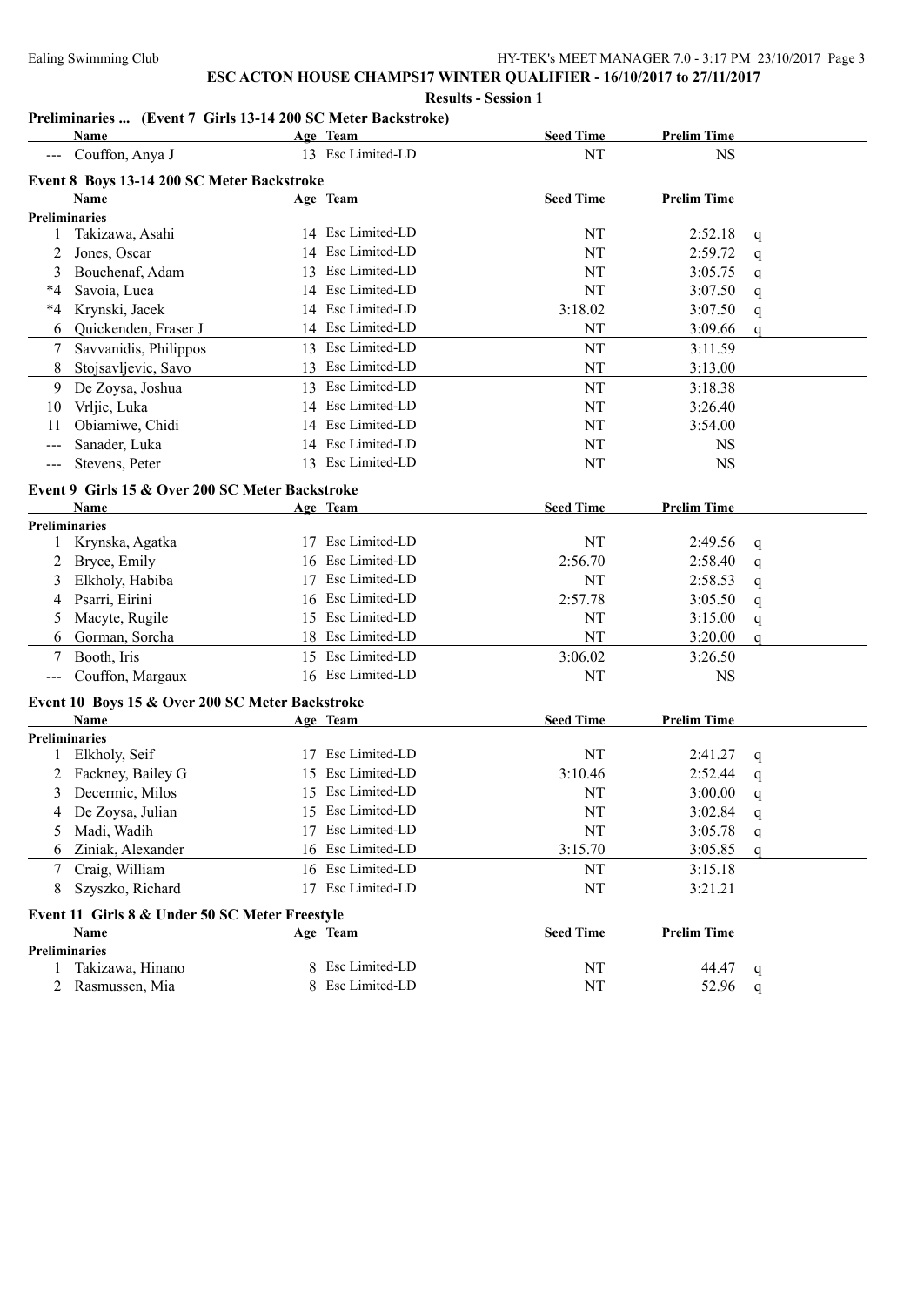**ESC ACTON HOUSE CHAMPS17 WINTER QUALIFIER - 16/10/2017 to 27/11/2017**

**Results - Session 1**

### Preliminaries ... (Event 7 Girls 13-14 200 SC Meter Backstroke)

| | Name | Age | Team | Seed Time | Prelim Time | |
|---|---|---|---|---|---|---|
| --- | Couffon, Anya J | 13 | Esc Limited-LD | NT | NS | |

### Event 8 Boys 13-14 200 SC Meter Backstroke

| | Name | Age | Team | Seed Time | Prelim Time | |
|---|---|---|---|---|---|---|
| **Preliminaries** | | | | | | |
| 1 | Takizawa, Asahi | 14 | Esc Limited-LD | NT | 2:52.18 | q |
| 2 | Jones, Oscar | 14 | Esc Limited-LD | NT | 2:59.72 | q |
| 3 | Bouchenaf, Adam | 13 | Esc Limited-LD | NT | 3:05.75 | q |
| *4 | Savoia, Luca | 14 | Esc Limited-LD | NT | 3:07.50 | q |
| *4 | Krynski, Jacek | 14 | Esc Limited-LD | 3:18.02 | 3:07.50 | q |
| 6 | Quickenden, Fraser J | 14 | Esc Limited-LD | NT | 3:09.66 | q |
| 7 | Savvanidis, Philippos | 13 | Esc Limited-LD | NT | 3:11.59 | |
| 8 | Stojsavljevic, Savo | 13 | Esc Limited-LD | NT | 3:13.00 | |
| 9 | De Zoysa, Joshua | 13 | Esc Limited-LD | NT | 3:18.38 | |
| 10 | Vrljic, Luka | 14 | Esc Limited-LD | NT | 3:26.40 | |
| 11 | Obiamiwe, Chidi | 14 | Esc Limited-LD | NT | 3:54.00 | |
| --- | Sanader, Luka | 14 | Esc Limited-LD | NT | NS | |
| --- | Stevens, Peter | 13 | Esc Limited-LD | NT | NS | |

### Event 9 Girls 15 & Over 200 SC Meter Backstroke

| | Name | Age | Team | Seed Time | Prelim Time | |
|---|---|---|---|---|---|---|
| **Preliminaries** | | | | | | |
| 1 | Krynska, Agatka | 17 | Esc Limited-LD | NT | 2:49.56 | q |
| 2 | Bryce, Emily | 16 | Esc Limited-LD | 2:56.70 | 2:58.40 | q |
| 3 | Elkholy, Habiba | 17 | Esc Limited-LD | NT | 2:58.53 | q |
| 4 | Psarri, Eirini | 16 | Esc Limited-LD | 2:57.78 | 3:05.50 | q |
| 5 | Macyte, Rugile | 15 | Esc Limited-LD | NT | 3:15.00 | q |
| 6 | Gorman, Sorcha | 18 | Esc Limited-LD | NT | 3:20.00 | q |
| 7 | Booth, Iris | 15 | Esc Limited-LD | 3:06.02 | 3:26.50 | |
| --- | Couffon, Margaux | 16 | Esc Limited-LD | NT | NS | |

### Event 10 Boys 15 & Over 200 SC Meter Backstroke

| | Name | Age | Team | Seed Time | Prelim Time | |
|---|---|---|---|---|---|---|
| **Preliminaries** | | | | | | |
| 1 | Elkholy, Seif | 17 | Esc Limited-LD | NT | 2:41.27 | q |
| 2 | Fackney, Bailey G | 15 | Esc Limited-LD | 3:10.46 | 2:52.44 | q |
| 3 | Decermic, Milos | 15 | Esc Limited-LD | NT | 3:00.00 | q |
| 4 | De Zoysa, Julian | 15 | Esc Limited-LD | NT | 3:02.84 | q |
| 5 | Madi, Wadih | 17 | Esc Limited-LD | NT | 3:05.78 | q |
| 6 | Ziniak, Alexander | 16 | Esc Limited-LD | 3:15.70 | 3:05.85 | q |
| 7 | Craig, William | 16 | Esc Limited-LD | NT | 3:15.18 | |
| 8 | Szyszko, Richard | 17 | Esc Limited-LD | NT | 3:21.21 | |

### Event 11 Girls 8 & Under 50 SC Meter Freestyle

| | Name | Age | Team | Seed Time | Prelim Time | |
|---|---|---|---|---|---|---|
| **Preliminaries** | | | | | | |
| 1 | Takizawa, Hinano | 8 | Esc Limited-LD | NT | 44.47 | q |
| 2 | Rasmussen, Mia | 8 | Esc Limited-LD | NT | 52.96 | q |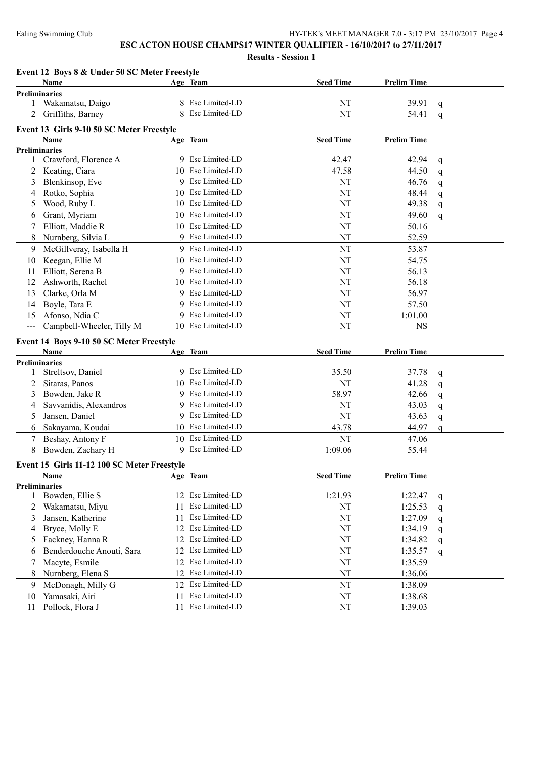**ESC ACTON HOUSE CHAMPS17 WINTER QUALIFIER - 16/10/2017 to 27/11/2017**

**Results - Session 1**

### Event 12 Boys 8 & Under 50 SC Meter Freestyle

| | Name | Age | Team | Seed Time | Prelim Time | |
|---|---|---|---|---|---|---|
| **Preliminaries** | | | | | | |
| 1 | Wakamatsu, Daigo | 8 | Esc Limited-LD | NT | 39.91 | q |
| 2 | Griffiths, Barney | 8 | Esc Limited-LD | NT | 54.41 | q |

### Event 13 Girls 9-10 50 SC Meter Freestyle

| | Name | Age | Team | Seed Time | Prelim Time | |
|---|---|---|---|---|---|---|
| **Preliminaries** | | | | | | |
| 1 | Crawford, Florence A | 9 | Esc Limited-LD | 42.47 | 42.94 | q |
| 2 | Keating, Ciara | 10 | Esc Limited-LD | 47.58 | 44.50 | q |
| 3 | Blenkinsop, Eve | 9 | Esc Limited-LD | NT | 46.76 | q |
| 4 | Rotko, Sophia | 10 | Esc Limited-LD | NT | 48.44 | q |
| 5 | Wood, Ruby L | 10 | Esc Limited-LD | NT | 49.38 | q |
| 6 | Grant, Myriam | 10 | Esc Limited-LD | NT | 49.60 | q |
| 7 | Elliott, Maddie R | 10 | Esc Limited-LD | NT | 50.16 | |
| 8 | Nurnberg, Silvia L | 9 | Esc Limited-LD | NT | 52.59 | |
| 9 | McGillveray, Isabella H | 9 | Esc Limited-LD | NT | 53.87 | |
| 10 | Keegan, Ellie M | 10 | Esc Limited-LD | NT | 54.75 | |
| 11 | Elliott, Serena B | 9 | Esc Limited-LD | NT | 56.13 | |
| 12 | Ashworth, Rachel | 10 | Esc Limited-LD | NT | 56.18 | |
| 13 | Clarke, Orla M | 9 | Esc Limited-LD | NT | 56.97 | |
| 14 | Boyle, Tara E | 9 | Esc Limited-LD | NT | 57.50 | |
| 15 | Afonso, Ndia C | 9 | Esc Limited-LD | NT | 1:01.00 | |
| --- | Campbell-Wheeler, Tilly M | 10 | Esc Limited-LD | NT | NS | |

### Event 14 Boys 9-10 50 SC Meter Freestyle

| | Name | Age | Team | Seed Time | Prelim Time | |
|---|---|---|---|---|---|---|
| **Preliminaries** | | | | | | |
| 1 | Streltsov, Daniel | 9 | Esc Limited-LD | 35.50 | 37.78 | q |
| 2 | Sitaras, Panos | 10 | Esc Limited-LD | NT | 41.28 | q |
| 3 | Bowden, Jake R | 9 | Esc Limited-LD | 58.97 | 42.66 | q |
| 4 | Savvanidis, Alexandros | 9 | Esc Limited-LD | NT | 43.03 | q |
| 5 | Jansen, Daniel | 9 | Esc Limited-LD | NT | 43.63 | q |
| 6 | Sakayama, Koudai | 10 | Esc Limited-LD | 43.78 | 44.97 | q |
| 7 | Beshay, Antony F | 10 | Esc Limited-LD | NT | 47.06 | |
| 8 | Bowden, Zachary H | 9 | Esc Limited-LD | 1:09.06 | 55.44 | |

### Event 15 Girls 11-12 100 SC Meter Freestyle

| | Name | Age | Team | Seed Time | Prelim Time | |
|---|---|---|---|---|---|---|
| **Preliminaries** | | | | | | |
| 1 | Bowden, Ellie S | 12 | Esc Limited-LD | 1:21.93 | 1:22.47 | q |
| 2 | Wakamatsu, Miyu | 11 | Esc Limited-LD | NT | 1:25.53 | q |
| 3 | Jansen, Katherine | 11 | Esc Limited-LD | NT | 1:27.09 | q |
| 4 | Bryce, Molly E | 12 | Esc Limited-LD | NT | 1:34.19 | q |
| 5 | Fackney, Hanna R | 12 | Esc Limited-LD | NT | 1:34.82 | q |
| 6 | Benderdouche Anouti, Sara | 12 | Esc Limited-LD | NT | 1:35.57 | q |
| 7 | Macyte, Esmile | 12 | Esc Limited-LD | NT | 1:35.59 | |
| 8 | Nurnberg, Elena S | 12 | Esc Limited-LD | NT | 1:36.06 | |
| 9 | McDonagh, Milly G | 12 | Esc Limited-LD | NT | 1:38.09 | |
| 10 | Yamasaki, Airi | 11 | Esc Limited-LD | NT | 1:38.68 | |
| 11 | Pollock, Flora J | 11 | Esc Limited-LD | NT | 1:39.03 | |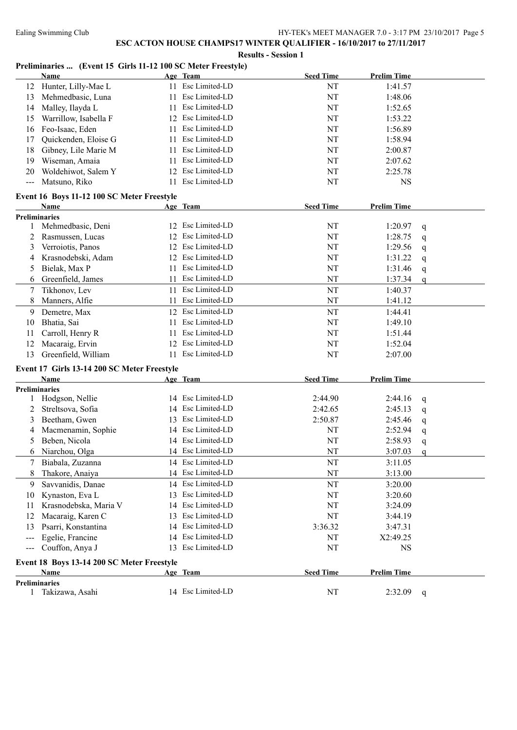## ESC ACTON HOUSE CHAMPS17 WINTER QUALIFIER - 16/10/2017 to 27/11/2017

### Results - Session 1

#### Preliminaries ... (Event 15 Girls 11-12 100 SC Meter Freestyle)

| | Name | Age | Team | Seed Time | Prelim Time | |
|---|---|---|---|---|---|---|
| 12 | Hunter, Lilly-Mae L | 11 | Esc Limited-LD | NT | 1:41.57 | |
| 13 | Mehmedbasic, Luna | 11 | Esc Limited-LD | NT | 1:48.06 | |
| 14 | Malley, Ilayda L | 11 | Esc Limited-LD | NT | 1:52.65 | |
| 15 | Warrillow, Isabella F | 12 | Esc Limited-LD | NT | 1:53.22 | |
| 16 | Feo-Isaac, Eden | 11 | Esc Limited-LD | NT | 1:56.89 | |
| 17 | Quickenden, Eloise G | 11 | Esc Limited-LD | NT | 1:58.94 | |
| 18 | Gibney, Lile Marie M | 11 | Esc Limited-LD | NT | 2:00.87 | |
| 19 | Wiseman, Amaia | 11 | Esc Limited-LD | NT | 2:07.62 | |
| 20 | Woldehiwot, Salem Y | 12 | Esc Limited-LD | NT | 2:25.78 | |
| --- | Matsuno, Riko | 11 | Esc Limited-LD | NT | NS | |

#### Event 16 Boys 11-12 100 SC Meter Freestyle

| | Name | Age | Team | Seed Time | Prelim Time | |
|---|---|---|---|---|---|---|
| **Preliminaries** | | | | | | |
| 1 | Mehmedbasic, Deni | 12 | Esc Limited-LD | NT | 1:20.97 | q |
| 2 | Rasmussen, Lucas | 12 | Esc Limited-LD | NT | 1:28.75 | q |
| 3 | Verroiotis, Panos | 12 | Esc Limited-LD | NT | 1:29.56 | q |
| 4 | Krasnodebski, Adam | 12 | Esc Limited-LD | NT | 1:31.22 | q |
| 5 | Bielak, Max P | 11 | Esc Limited-LD | NT | 1:31.46 | q |
| 6 | Greenfield, James | 11 | Esc Limited-LD | NT | 1:37.34 | q |
| 7 | Tikhonov, Lev | 11 | Esc Limited-LD | NT | 1:40.37 | |
| 8 | Manners, Alfie | 11 | Esc Limited-LD | NT | 1:41.12 | |
| 9 | Demetre, Max | 12 | Esc Limited-LD | NT | 1:44.41 | |
| 10 | Bhatia, Sai | 11 | Esc Limited-LD | NT | 1:49.10 | |
| 11 | Carroll, Henry R | 11 | Esc Limited-LD | NT | 1:51.44 | |
| 12 | Macaraig, Ervin | 12 | Esc Limited-LD | NT | 1:52.04 | |
| 13 | Greenfield, William | 11 | Esc Limited-LD | NT | 2:07.00 | |

#### Event 17 Girls 13-14 200 SC Meter Freestyle

| | Name | Age | Team | Seed Time | Prelim Time | |
|---|---|---|---|---|---|---|
| **Preliminaries** | | | | | | |
| 1 | Hodgson, Nellie | 14 | Esc Limited-LD | 2:44.90 | 2:44.16 | q |
| 2 | Streltsova, Sofia | 14 | Esc Limited-LD | 2:42.65 | 2:45.13 | q |
| 3 | Beetham, Gwen | 13 | Esc Limited-LD | 2:50.87 | 2:45.46 | q |
| 4 | Macmenamin, Sophie | 14 | Esc Limited-LD | NT | 2:52.94 | q |
| 5 | Beben, Nicola | 14 | Esc Limited-LD | NT | 2:58.93 | q |
| 6 | Niarchou, Olga | 14 | Esc Limited-LD | NT | 3:07.03 | q |
| 7 | Biabala, Zuzanna | 14 | Esc Limited-LD | NT | 3:11.05 | |
| 8 | Thakore, Anaiya | 14 | Esc Limited-LD | NT | 3:13.00 | |
| 9 | Savvanidis, Danae | 14 | Esc Limited-LD | NT | 3:20.00 | |
| 10 | Kynaston, Eva L | 13 | Esc Limited-LD | NT | 3:20.60 | |
| 11 | Krasnodebska, Maria V | 14 | Esc Limited-LD | NT | 3:24.09 | |
| 12 | Macaraig, Karen C | 13 | Esc Limited-LD | NT | 3:44.19 | |
| 13 | Psarri, Konstantina | 14 | Esc Limited-LD | 3:36.32 | 3:47.31 | |
| --- | Egelie, Francine | 14 | Esc Limited-LD | NT | X2:49.25 | |
| --- | Couffon, Anya J | 13 | Esc Limited-LD | NT | NS | |

#### Event 18 Boys 13-14 200 SC Meter Freestyle

| | Name | Age | Team | Seed Time | Prelim Time | |
|---|---|---|---|---|---|---|
| **Preliminaries** | | | | | | |
| 1 | Takizawa, Asahi | 14 | Esc Limited-LD | NT | 2:32.09 | q |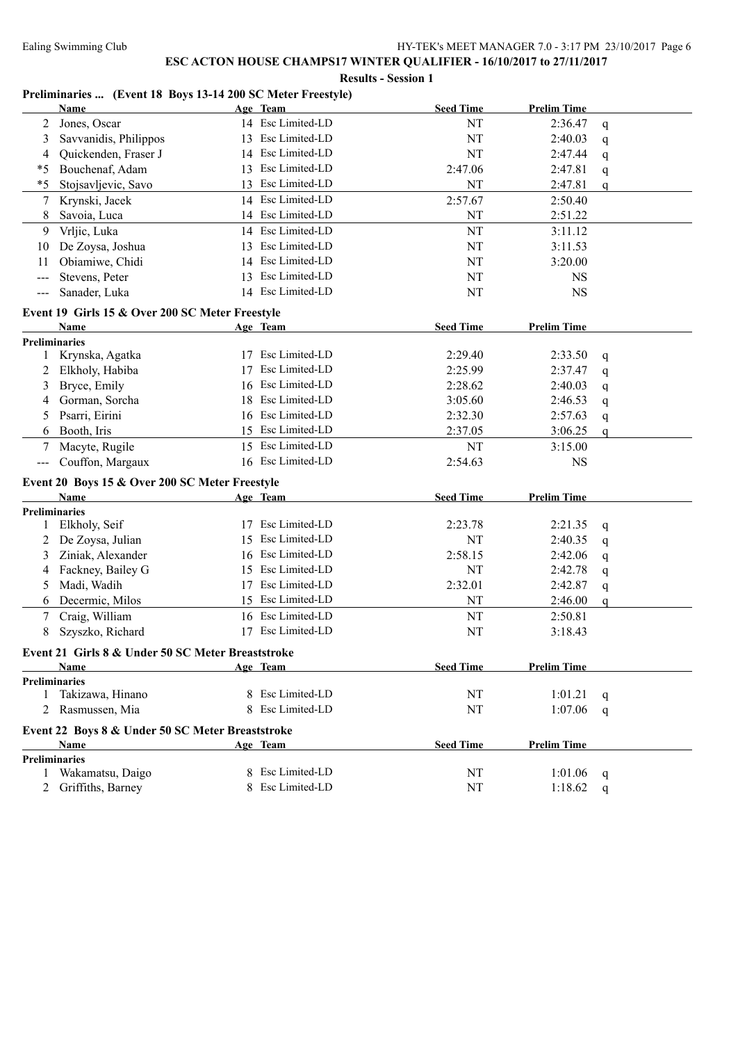**ESC ACTON HOUSE CHAMPS17 WINTER QUALIFIER - 16/10/2017 to 27/11/2017**

**Results - Session 1**

### Preliminaries ... (Event 18 Boys 13-14 200 SC Meter Freestyle)

| | Name | Age | Team | Seed Time | Prelim Time | |
|---|---|---|---|---|---|---|
| 2 | Jones, Oscar | 14 | Esc Limited-LD | NT | 2:36.47 | q |
| 3 | Savvanidis, Philippos | 13 | Esc Limited-LD | NT | 2:40.03 | q |
| 4 | Quickenden, Fraser J | 14 | Esc Limited-LD | NT | 2:47.44 | q |
| *5 | Bouchenaf, Adam | 13 | Esc Limited-LD | 2:47.06 | 2:47.81 | q |
| *5 | Stojsavljevic, Savo | 13 | Esc Limited-LD | NT | 2:47.81 | q |
| 7 | Krynski, Jacek | 14 | Esc Limited-LD | 2:57.67 | 2:50.40 | |
| 8 | Savoia, Luca | 14 | Esc Limited-LD | NT | 2:51.22 | |
| 9 | Vrljic, Luka | 14 | Esc Limited-LD | NT | 3:11.12 | |
| 10 | De Zoysa, Joshua | 13 | Esc Limited-LD | NT | 3:11.53 | |
| 11 | Obiamiwe, Chidi | 14 | Esc Limited-LD | NT | 3:20.00 | |
| --- | Stevens, Peter | 13 | Esc Limited-LD | NT | NS | |
| --- | Sanader, Luka | 14 | Esc Limited-LD | NT | NS | |

### Event 19 Girls 15 & Over 200 SC Meter Freestyle

| | Name | Age | Team | Seed Time | Prelim Time | |
|---|---|---|---|---|---|---|
| **Preliminaries** | | | | | | |
| 1 | Krynska, Agatka | 17 | Esc Limited-LD | 2:29.40 | 2:33.50 | q |
| 2 | Elkholy, Habiba | 17 | Esc Limited-LD | 2:25.99 | 2:37.47 | q |
| 3 | Bryce, Emily | 16 | Esc Limited-LD | 2:28.62 | 2:40.03 | q |
| 4 | Gorman, Sorcha | 18 | Esc Limited-LD | 3:05.60 | 2:46.53 | q |
| 5 | Psarri, Eirini | 16 | Esc Limited-LD | 2:32.30 | 2:57.63 | q |
| 6 | Booth, Iris | 15 | Esc Limited-LD | 2:37.05 | 3:06.25 | q |
| 7 | Macyte, Rugile | 15 | Esc Limited-LD | NT | 3:15.00 | |
| --- | Couffon, Margaux | 16 | Esc Limited-LD | 2:54.63 | NS | |

### Event 20 Boys 15 & Over 200 SC Meter Freestyle

| | Name | Age | Team | Seed Time | Prelim Time | |
|---|---|---|---|---|---|---|
| **Preliminaries** | | | | | | |
| 1 | Elkholy, Seif | 17 | Esc Limited-LD | 2:23.78 | 2:21.35 | q |
| 2 | De Zoysa, Julian | 15 | Esc Limited-LD | NT | 2:40.35 | q |
| 3 | Ziniak, Alexander | 16 | Esc Limited-LD | 2:58.15 | 2:42.06 | q |
| 4 | Fackney, Bailey G | 15 | Esc Limited-LD | NT | 2:42.78 | q |
| 5 | Madi, Wadih | 17 | Esc Limited-LD | 2:32.01 | 2:42.87 | q |
| 6 | Decermic, Milos | 15 | Esc Limited-LD | NT | 2:46.00 | q |
| 7 | Craig, William | 16 | Esc Limited-LD | NT | 2:50.81 | |
| 8 | Szyszko, Richard | 17 | Esc Limited-LD | NT | 3:18.43 | |

### Event 21 Girls 8 & Under 50 SC Meter Breaststroke

| | Name | Age | Team | Seed Time | Prelim Time | |
|---|---|---|---|---|---|---|
| **Preliminaries** | | | | | | |
| 1 | Takizawa, Hinano | 8 | Esc Limited-LD | NT | 1:01.21 | q |
| 2 | Rasmussen, Mia | 8 | Esc Limited-LD | NT | 1:07.06 | q |

### Event 22 Boys 8 & Under 50 SC Meter Breaststroke

| | Name | Age | Team | Seed Time | Prelim Time | |
|---|---|---|---|---|---|---|
| **Preliminaries** | | | | | | |
| 1 | Wakamatsu, Daigo | 8 | Esc Limited-LD | NT | 1:01.06 | q |
| 2 | Griffiths, Barney | 8 | Esc Limited-LD | NT | 1:18.62 | q |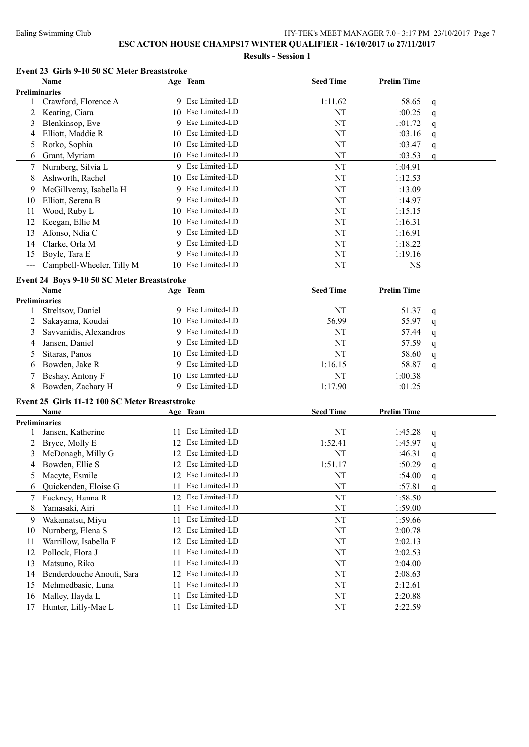# ESC ACTON HOUSE CHAMPS17 WINTER QUALIFIER - 16/10/2017 to 27/11/2017

**Results - Session 1**

## Event 23 Girls 9-10 50 SC Meter Breaststroke

| | Name | Age | Team | Seed Time | Prelim Time | |
|---|---|---|---|---|---|---|
| **Preliminaries** | | | | | | |
| 1 | Crawford, Florence A | 9 | Esc Limited-LD | 1:11.62 | 58.65 | q |
| 2 | Keating, Ciara | 10 | Esc Limited-LD | NT | 1:00.25 | q |
| 3 | Blenkinsop, Eve | 9 | Esc Limited-LD | NT | 1:01.72 | q |
| 4 | Elliott, Maddie R | 10 | Esc Limited-LD | NT | 1:03.16 | q |
| 5 | Rotko, Sophia | 10 | Esc Limited-LD | NT | 1:03.47 | q |
| 6 | Grant, Myriam | 10 | Esc Limited-LD | NT | 1:03.53 | q |
| 7 | Nurnberg, Silvia L | 9 | Esc Limited-LD | NT | 1:04.91 | |
| 8 | Ashworth, Rachel | 10 | Esc Limited-LD | NT | 1:12.53 | |
| 9 | McGillveray, Isabella H | 9 | Esc Limited-LD | NT | 1:13.09 | |
| 10 | Elliott, Serena B | 9 | Esc Limited-LD | NT | 1:14.97 | |
| 11 | Wood, Ruby L | 10 | Esc Limited-LD | NT | 1:15.15 | |
| 12 | Keegan, Ellie M | 10 | Esc Limited-LD | NT | 1:16.31 | |
| 13 | Afonso, Ndia C | 9 | Esc Limited-LD | NT | 1:16.91 | |
| 14 | Clarke, Orla M | 9 | Esc Limited-LD | NT | 1:18.22 | |
| 15 | Boyle, Tara E | 9 | Esc Limited-LD | NT | 1:19.16 | |
| --- | Campbell-Wheeler, Tilly M | 10 | Esc Limited-LD | NT | NS | |

## Event 24 Boys 9-10 50 SC Meter Breaststroke

| | Name | Age | Team | Seed Time | Prelim Time | |
|---|---|---|---|---|---|---|
| **Preliminaries** | | | | | | |
| 1 | Streltsov, Daniel | 9 | Esc Limited-LD | NT | 51.37 | q |
| 2 | Sakayama, Koudai | 10 | Esc Limited-LD | 56.99 | 55.97 | q |
| 3 | Savvanidis, Alexandros | 9 | Esc Limited-LD | NT | 57.44 | q |
| 4 | Jansen, Daniel | 9 | Esc Limited-LD | NT | 57.59 | q |
| 5 | Sitaras, Panos | 10 | Esc Limited-LD | NT | 58.60 | q |
| 6 | Bowden, Jake R | 9 | Esc Limited-LD | 1:16.15 | 58.87 | q |
| 7 | Beshay, Antony F | 10 | Esc Limited-LD | NT | 1:00.38 | |
| 8 | Bowden, Zachary H | 9 | Esc Limited-LD | 1:17.90 | 1:01.25 | |

## Event 25 Girls 11-12 100 SC Meter Breaststroke

| | Name | Age | Team | Seed Time | Prelim Time | |
|---|---|---|---|---|---|---|
| **Preliminaries** | | | | | | |
| 1 | Jansen, Katherine | 11 | Esc Limited-LD | NT | 1:45.28 | q |
| 2 | Bryce, Molly E | 12 | Esc Limited-LD | 1:52.41 | 1:45.97 | q |
| 3 | McDonagh, Milly G | 12 | Esc Limited-LD | NT | 1:46.31 | q |
| 4 | Bowden, Ellie S | 12 | Esc Limited-LD | 1:51.17 | 1:50.29 | q |
| 5 | Macyte, Esmile | 12 | Esc Limited-LD | NT | 1:54.00 | q |
| 6 | Quickenden, Eloise G | 11 | Esc Limited-LD | NT | 1:57.81 | q |
| 7 | Fackney, Hanna R | 12 | Esc Limited-LD | NT | 1:58.50 | |
| 8 | Yamasaki, Airi | 11 | Esc Limited-LD | NT | 1:59.00 | |
| 9 | Wakamatsu, Miyu | 11 | Esc Limited-LD | NT | 1:59.66 | |
| 10 | Nurnberg, Elena S | 12 | Esc Limited-LD | NT | 2:00.78 | |
| 11 | Warrillow, Isabella F | 12 | Esc Limited-LD | NT | 2:02.13 | |
| 12 | Pollock, Flora J | 11 | Esc Limited-LD | NT | 2:02.53 | |
| 13 | Matsuno, Riko | 11 | Esc Limited-LD | NT | 2:04.00 | |
| 14 | Benderdouche Anouti, Sara | 12 | Esc Limited-LD | NT | 2:08.63 | |
| 15 | Mehmedbasic, Luna | 11 | Esc Limited-LD | NT | 2:12.61 | |
| 16 | Malley, Ilayda L | 11 | Esc Limited-LD | NT | 2:20.88 | |
| 17 | Hunter, Lilly-Mae L | 11 | Esc Limited-LD | NT | 2:22.59 | |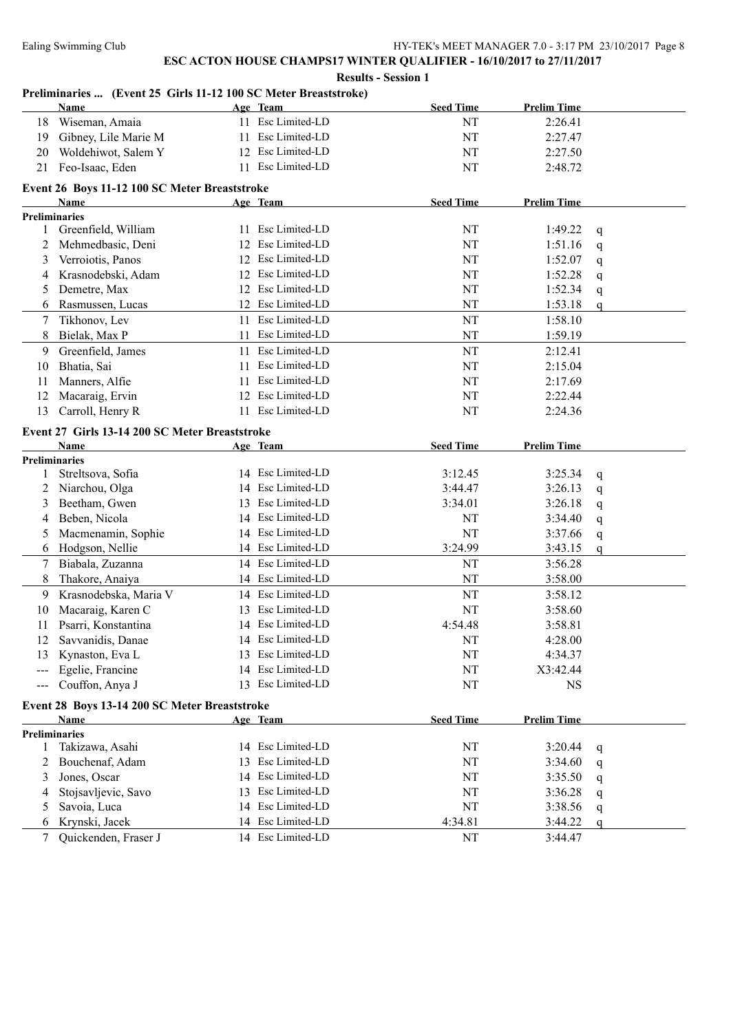# ESC ACTON HOUSE CHAMPS17 WINTER QUALIFIER - 16/10/2017 to 27/11/2017

## Results - Session 1

### Preliminaries ... (Event 25 Girls 11-12 100 SC Meter Breaststroke)

| | Name | Age | Team | Seed Time | Prelim Time | |
|---|---|---|---|---|---|---|
| 18 | Wiseman, Amaia | 11 | Esc Limited-LD | NT | 2:26.41 | |
| 19 | Gibney, Lile Marie M | 11 | Esc Limited-LD | NT | 2:27.47 | |
| 20 | Woldehiwot, Salem Y | 12 | Esc Limited-LD | NT | 2:27.50 | |
| 21 | Feo-Isaac, Eden | 11 | Esc Limited-LD | NT | 2:48.72 | |

### Event 26 Boys 11-12 100 SC Meter Breaststroke

| | Name | Age | Team | Seed Time | Prelim Time | |
|---|---|---|---|---|---|---|
| **Preliminaries** | | | | | | |
| 1 | Greenfield, William | 11 | Esc Limited-LD | NT | 1:49.22 | q |
| 2 | Mehmedbasic, Deni | 12 | Esc Limited-LD | NT | 1:51.16 | q |
| 3 | Verroiotis, Panos | 12 | Esc Limited-LD | NT | 1:52.07 | q |
| 4 | Krasnodebski, Adam | 12 | Esc Limited-LD | NT | 1:52.28 | q |
| 5 | Demetre, Max | 12 | Esc Limited-LD | NT | 1:52.34 | q |
| 6 | Rasmussen, Lucas | 12 | Esc Limited-LD | NT | 1:53.18 | q |
| 7 | Tikhonov, Lev | 11 | Esc Limited-LD | NT | 1:58.10 | |
| 8 | Bielak, Max P | 11 | Esc Limited-LD | NT | 1:59.19 | |
| 9 | Greenfield, James | 11 | Esc Limited-LD | NT | 2:12.41 | |
| 10 | Bhatia, Sai | 11 | Esc Limited-LD | NT | 2:15.04 | |
| 11 | Manners, Alfie | 11 | Esc Limited-LD | NT | 2:17.69 | |
| 12 | Macaraig, Ervin | 12 | Esc Limited-LD | NT | 2:22.44 | |
| 13 | Carroll, Henry R | 11 | Esc Limited-LD | NT | 2:24.36 | |

### Event 27 Girls 13-14 200 SC Meter Breaststroke

| | Name | Age | Team | Seed Time | Prelim Time | |
|---|---|---|---|---|---|---|
| **Preliminaries** | | | | | | |
| 1 | Streltsova, Sofia | 14 | Esc Limited-LD | 3:12.45 | 3:25.34 | q |
| 2 | Niarchou, Olga | 14 | Esc Limited-LD | 3:44.47 | 3:26.13 | q |
| 3 | Beetham, Gwen | 13 | Esc Limited-LD | 3:34.01 | 3:26.18 | q |
| 4 | Beben, Nicola | 14 | Esc Limited-LD | NT | 3:34.40 | q |
| 5 | Macmenamin, Sophie | 14 | Esc Limited-LD | NT | 3:37.66 | q |
| 6 | Hodgson, Nellie | 14 | Esc Limited-LD | 3:24.99 | 3:43.15 | q |
| 7 | Biabala, Zuzanna | 14 | Esc Limited-LD | NT | 3:56.28 | |
| 8 | Thakore, Anaiya | 14 | Esc Limited-LD | NT | 3:58.00 | |
| 9 | Krasnodebska, Maria V | 14 | Esc Limited-LD | NT | 3:58.12 | |
| 10 | Macaraig, Karen C | 13 | Esc Limited-LD | NT | 3:58.60 | |
| 11 | Psarri, Konstantina | 14 | Esc Limited-LD | 4:54.48 | 3:58.81 | |
| 12 | Savvanidis, Danae | 14 | Esc Limited-LD | NT | 4:28.00 | |
| 13 | Kynaston, Eva L | 13 | Esc Limited-LD | NT | 4:34.37 | |
| --- | Egelie, Francine | 14 | Esc Limited-LD | NT | X3:42.44 | |
| --- | Couffon, Anya J | 13 | Esc Limited-LD | NT | NS | |

### Event 28 Boys 13-14 200 SC Meter Breaststroke

| | Name | Age | Team | Seed Time | Prelim Time | |
|---|---|---|---|---|---|---|
| **Preliminaries** | | | | | | |
| 1 | Takizawa, Asahi | 14 | Esc Limited-LD | NT | 3:20.44 | q |
| 2 | Bouchenaf, Adam | 13 | Esc Limited-LD | NT | 3:34.60 | q |
| 3 | Jones, Oscar | 14 | Esc Limited-LD | NT | 3:35.50 | q |
| 4 | Stojsavljevic, Savo | 13 | Esc Limited-LD | NT | 3:36.28 | q |
| 5 | Savoia, Luca | 14 | Esc Limited-LD | NT | 3:38.56 | q |
| 6 | Krynski, Jacek | 14 | Esc Limited-LD | 4:34.81 | 3:44.22 | q |
| 7 | Quickenden, Fraser J | 14 | Esc Limited-LD | NT | 3:44.47 | |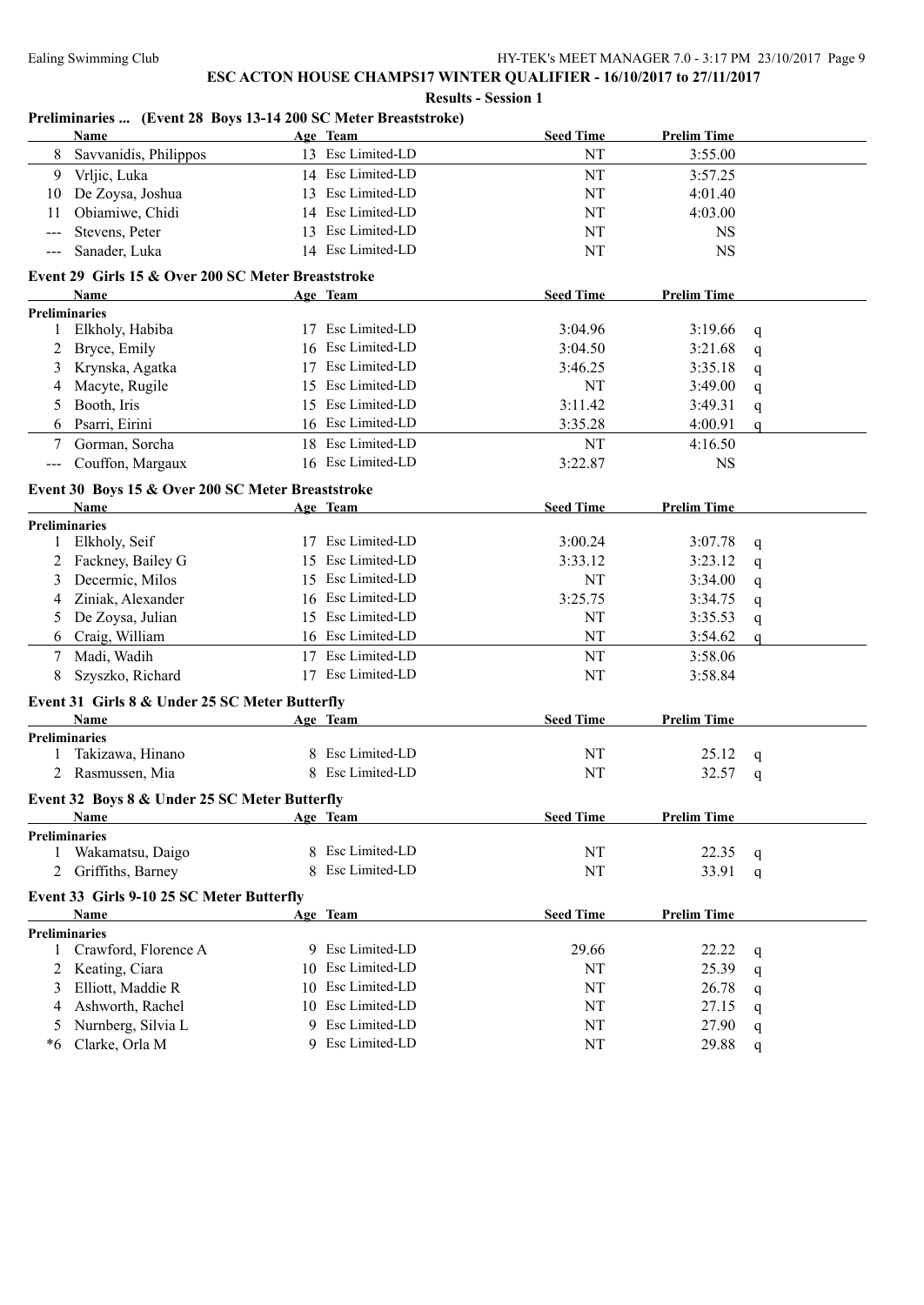# ESC ACTON HOUSE CHAMPS17 WINTER QUALIFIER - 16/10/2017 to 27/11/2017

## Results - Session 1

### Preliminaries ... (Event 28 Boys 13-14 200 SC Meter Breaststroke)

| | Name | Age | Team | Seed Time | Prelim Time | |
|---|---|---|---|---|---|---|
| 8 | Savvanidis, Philippos | 13 | Esc Limited-LD | NT | 3:55.00 | |
| 9 | Vrljic, Luka | 14 | Esc Limited-LD | NT | 3:57.25 | |
| 10 | De Zoysa, Joshua | 13 | Esc Limited-LD | NT | 4:01.40 | |
| 11 | Obiamiwe, Chidi | 14 | Esc Limited-LD | NT | 4:03.00 | |
| --- | Stevens, Peter | 13 | Esc Limited-LD | NT | NS | |
| --- | Sanader, Luka | 14 | Esc Limited-LD | NT | NS | |

### Event 29 Girls 15 & Over 200 SC Meter Breaststroke

| | Name | Age | Team | Seed Time | Prelim Time | |
|---|---|---|---|---|---|---|
| **Preliminaries** | | | | | | |
| 1 | Elkholy, Habiba | 17 | Esc Limited-LD | 3:04.96 | 3:19.66 | q |
| 2 | Bryce, Emily | 16 | Esc Limited-LD | 3:04.50 | 3:21.68 | q |
| 3 | Krynska, Agatka | 17 | Esc Limited-LD | 3:46.25 | 3:35.18 | q |
| 4 | Macyte, Rugile | 15 | Esc Limited-LD | NT | 3:49.00 | q |
| 5 | Booth, Iris | 15 | Esc Limited-LD | 3:11.42 | 3:49.31 | q |
| 6 | Psarri, Eirini | 16 | Esc Limited-LD | 3:35.28 | 4:00.91 | q |
| 7 | Gorman, Sorcha | 18 | Esc Limited-LD | NT | 4:16.50 | |
| --- | Couffon, Margaux | 16 | Esc Limited-LD | 3:22.87 | NS | |

### Event 30 Boys 15 & Over 200 SC Meter Breaststroke

| | Name | Age | Team | Seed Time | Prelim Time | |
|---|---|---|---|---|---|---|
| **Preliminaries** | | | | | | |
| 1 | Elkholy, Seif | 17 | Esc Limited-LD | 3:00.24 | 3:07.78 | q |
| 2 | Fackney, Bailey G | 15 | Esc Limited-LD | 3:33.12 | 3:23.12 | q |
| 3 | Decermic, Milos | 15 | Esc Limited-LD | NT | 3:34.00 | q |
| 4 | Ziniak, Alexander | 16 | Esc Limited-LD | 3:25.75 | 3:34.75 | q |
| 5 | De Zoysa, Julian | 15 | Esc Limited-LD | NT | 3:35.53 | q |
| 6 | Craig, William | 16 | Esc Limited-LD | NT | 3:54.62 | q |
| 7 | Madi, Wadih | 17 | Esc Limited-LD | NT | 3:58.06 | |
| 8 | Szyszko, Richard | 17 | Esc Limited-LD | NT | 3:58.84 | |

### Event 31 Girls 8 & Under 25 SC Meter Butterfly

| | Name | Age | Team | Seed Time | Prelim Time | |
|---|---|---|---|---|---|---|
| **Preliminaries** | | | | | | |
| 1 | Takizawa, Hinano | 8 | Esc Limited-LD | NT | 25.12 | q |
| 2 | Rasmussen, Mia | 8 | Esc Limited-LD | NT | 32.57 | q |

### Event 32 Boys 8 & Under 25 SC Meter Butterfly

| | Name | Age | Team | Seed Time | Prelim Time | |
|---|---|---|---|---|---|---|
| **Preliminaries** | | | | | | |
| 1 | Wakamatsu, Daigo | 8 | Esc Limited-LD | NT | 22.35 | q |
| 2 | Griffiths, Barney | 8 | Esc Limited-LD | NT | 33.91 | q |

### Event 33 Girls 9-10 25 SC Meter Butterfly

| | Name | Age | Team | Seed Time | Prelim Time | |
|---|---|---|---|---|---|---|
| **Preliminaries** | | | | | | |
| 1 | Crawford, Florence A | 9 | Esc Limited-LD | 29.66 | 22.22 | q |
| 2 | Keating, Ciara | 10 | Esc Limited-LD | NT | 25.39 | q |
| 3 | Elliott, Maddie R | 10 | Esc Limited-LD | NT | 26.78 | q |
| 4 | Ashworth, Rachel | 10 | Esc Limited-LD | NT | 27.15 | q |
| 5 | Nurnberg, Silvia L | 9 | Esc Limited-LD | NT | 27.90 | q |
| *6 | Clarke, Orla M | 9 | Esc Limited-LD | NT | 29.88 | q |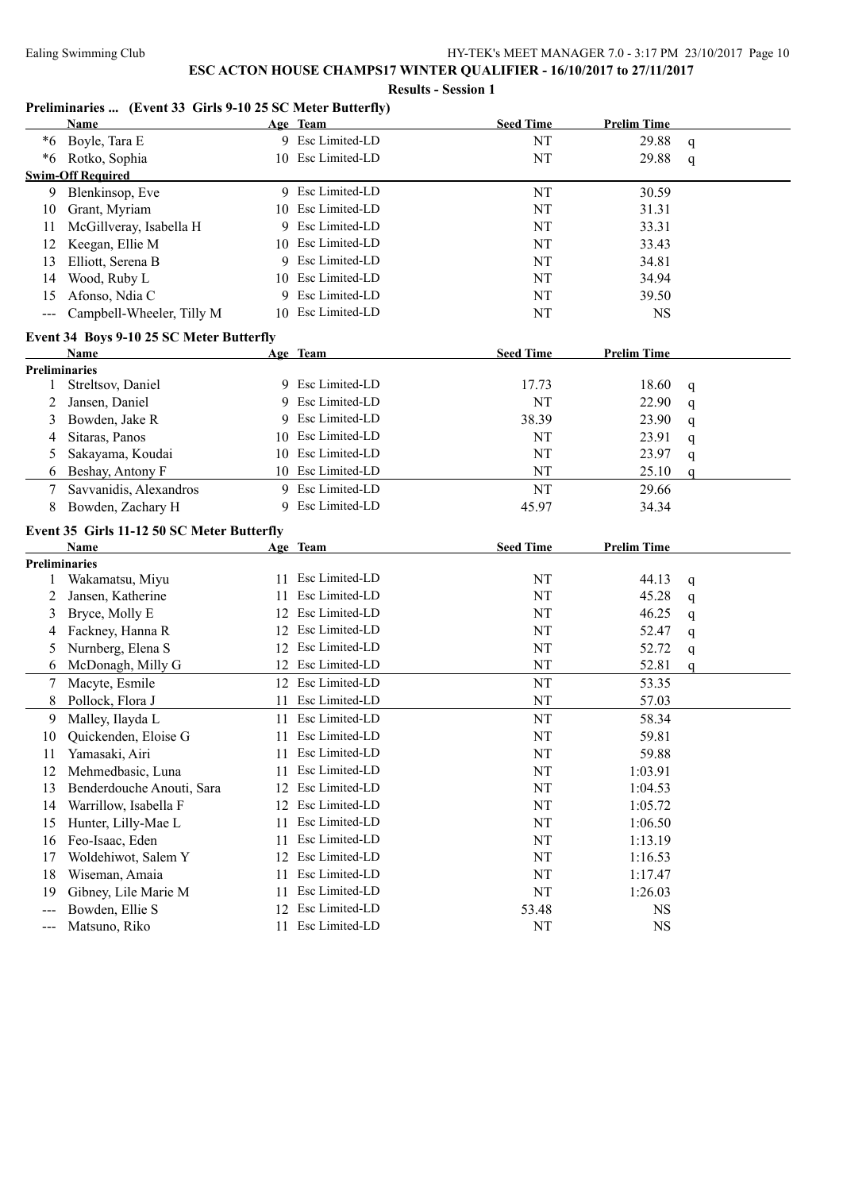**ESC ACTON HOUSE CHAMPS17 WINTER QUALIFIER - 16/10/2017 to 27/11/2017**

**Results - Session 1**

### Preliminaries ... (Event 33 Girls 9-10 25 SC Meter Butterfly)

| | Name | Age | Team | Seed Time | Prelim Time | |
|---|---|---|---|---|---|---|
| *6 | Boyle, Tara E | 9 | Esc Limited-LD | NT | 29.88 | q |
| *6 | Rotko, Sophia | 10 | Esc Limited-LD | NT | 29.88 | q |
| **Swim-Off Required** | | | | | | |
| 9 | Blenkinsop, Eve | 9 | Esc Limited-LD | NT | 30.59 | |
| 10 | Grant, Myriam | 10 | Esc Limited-LD | NT | 31.31 | |
| 11 | McGillveray, Isabella H | 9 | Esc Limited-LD | NT | 33.31 | |
| 12 | Keegan, Ellie M | 10 | Esc Limited-LD | NT | 33.43 | |
| 13 | Elliott, Serena B | 9 | Esc Limited-LD | NT | 34.81 | |
| 14 | Wood, Ruby L | 10 | Esc Limited-LD | NT | 34.94 | |
| 15 | Afonso, Ndia C | 9 | Esc Limited-LD | NT | 39.50 | |
| --- | Campbell-Wheeler, Tilly M | 10 | Esc Limited-LD | NT | NS | |

### Event 34 Boys 9-10 25 SC Meter Butterfly

| | Name | Age | Team | Seed Time | Prelim Time | |
|---|---|---|---|---|---|---|
| **Preliminaries** | | | | | | |
| 1 | Streltsov, Daniel | 9 | Esc Limited-LD | 17.73 | 18.60 | q |
| 2 | Jansen, Daniel | 9 | Esc Limited-LD | NT | 22.90 | q |
| 3 | Bowden, Jake R | 9 | Esc Limited-LD | 38.39 | 23.90 | q |
| 4 | Sitaras, Panos | 10 | Esc Limited-LD | NT | 23.91 | q |
| 5 | Sakayama, Koudai | 10 | Esc Limited-LD | NT | 23.97 | q |
| 6 | Beshay, Antony F | 10 | Esc Limited-LD | NT | 25.10 | q |
| 7 | Savvanidis, Alexandros | 9 | Esc Limited-LD | NT | 29.66 | |
| 8 | Bowden, Zachary H | 9 | Esc Limited-LD | 45.97 | 34.34 | |

### Event 35 Girls 11-12 50 SC Meter Butterfly

| | Name | Age | Team | Seed Time | Prelim Time | |
|---|---|---|---|---|---|---|
| **Preliminaries** | | | | | | |
| 1 | Wakamatsu, Miyu | 11 | Esc Limited-LD | NT | 44.13 | q |
| 2 | Jansen, Katherine | 11 | Esc Limited-LD | NT | 45.28 | q |
| 3 | Bryce, Molly E | 12 | Esc Limited-LD | NT | 46.25 | q |
| 4 | Fackney, Hanna R | 12 | Esc Limited-LD | NT | 52.47 | q |
| 5 | Nurnberg, Elena S | 12 | Esc Limited-LD | NT | 52.72 | q |
| 6 | McDonagh, Milly G | 12 | Esc Limited-LD | NT | 52.81 | q |
| 7 | Macyte, Esmile | 12 | Esc Limited-LD | NT | 53.35 | |
| 8 | Pollock, Flora J | 11 | Esc Limited-LD | NT | 57.03 | |
| 9 | Malley, Ilayda L | 11 | Esc Limited-LD | NT | 58.34 | |
| 10 | Quickenden, Eloise G | 11 | Esc Limited-LD | NT | 59.81 | |
| 11 | Yamasaki, Airi | 11 | Esc Limited-LD | NT | 59.88 | |
| 12 | Mehmedbasic, Luna | 11 | Esc Limited-LD | NT | 1:03.91 | |
| 13 | Benderdouche Anouti, Sara | 12 | Esc Limited-LD | NT | 1:04.53 | |
| 14 | Warrillow, Isabella F | 12 | Esc Limited-LD | NT | 1:05.72 | |
| 15 | Hunter, Lilly-Mae L | 11 | Esc Limited-LD | NT | 1:06.50 | |
| 16 | Feo-Isaac, Eden | 11 | Esc Limited-LD | NT | 1:13.19 | |
| 17 | Woldehiwot, Salem Y | 12 | Esc Limited-LD | NT | 1:16.53 | |
| 18 | Wiseman, Amaia | 11 | Esc Limited-LD | NT | 1:17.47 | |
| 19 | Gibney, Lile Marie M | 11 | Esc Limited-LD | NT | 1:26.03 | |
| --- | Bowden, Ellie S | 12 | Esc Limited-LD | 53.48 | NS | |
| --- | Matsuno, Riko | 11 | Esc Limited-LD | NT | NS | |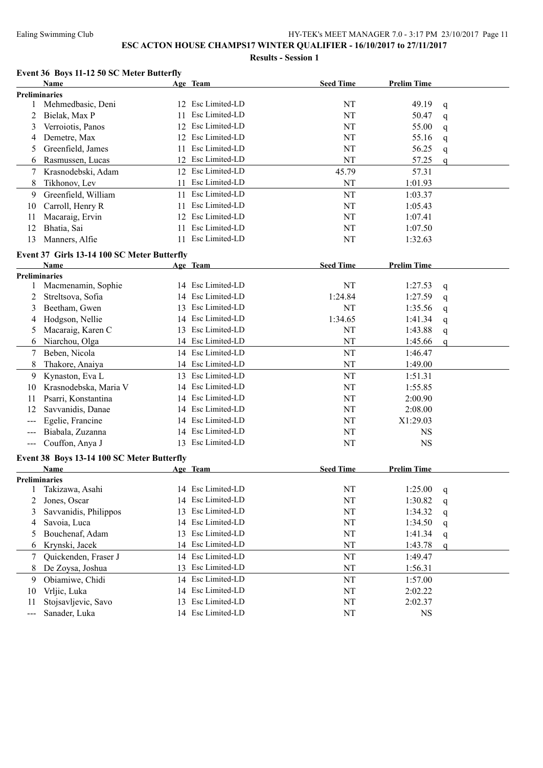## ESC ACTON HOUSE CHAMPS17 WINTER QUALIFIER - 16/10/2017 to 27/11/2017

### Results - Session 1

#### Event 36 Boys 11-12 50 SC Meter Butterfly

| | Name | Age | Team | Seed Time | Prelim Time | |
|---|---|---|---|---|---|---|
| **Preliminaries** | | | | | | |
| 1 | Mehmedbasic, Deni | 12 | Esc Limited-LD | NT | 49.19 | q |
| 2 | Bielak, Max P | 11 | Esc Limited-LD | NT | 50.47 | q |
| 3 | Verroiotis, Panos | 12 | Esc Limited-LD | NT | 55.00 | q |
| 4 | Demetre, Max | 12 | Esc Limited-LD | NT | 55.16 | q |
| 5 | Greenfield, James | 11 | Esc Limited-LD | NT | 56.25 | q |
| 6 | Rasmussen, Lucas | 12 | Esc Limited-LD | NT | 57.25 | q |
| 7 | Krasnodebski, Adam | 12 | Esc Limited-LD | 45.79 | 57.31 | |
| 8 | Tikhonov, Lev | 11 | Esc Limited-LD | NT | 1:01.93 | |
| 9 | Greenfield, William | 11 | Esc Limited-LD | NT | 1:03.37 | |
| 10 | Carroll, Henry R | 11 | Esc Limited-LD | NT | 1:05.43 | |
| 11 | Macaraig, Ervin | 12 | Esc Limited-LD | NT | 1:07.41 | |
| 12 | Bhatia, Sai | 11 | Esc Limited-LD | NT | 1:07.50 | |
| 13 | Manners, Alfie | 11 | Esc Limited-LD | NT | 1:32.63 | |

#### Event 37 Girls 13-14 100 SC Meter Butterfly

| | Name | Age | Team | Seed Time | Prelim Time | |
|---|---|---|---|---|---|---|
| **Preliminaries** | | | | | | |
| 1 | Macmenamin, Sophie | 14 | Esc Limited-LD | NT | 1:27.53 | q |
| 2 | Streltsova, Sofia | 14 | Esc Limited-LD | 1:24.84 | 1:27.59 | q |
| 3 | Beetham, Gwen | 13 | Esc Limited-LD | NT | 1:35.56 | q |
| 4 | Hodgson, Nellie | 14 | Esc Limited-LD | 1:34.65 | 1:41.34 | q |
| 5 | Macaraig, Karen C | 13 | Esc Limited-LD | NT | 1:43.88 | q |
| 6 | Niarchou, Olga | 14 | Esc Limited-LD | NT | 1:45.66 | q |
| 7 | Beben, Nicola | 14 | Esc Limited-LD | NT | 1:46.47 | |
| 8 | Thakore, Anaiya | 14 | Esc Limited-LD | NT | 1:49.00 | |
| 9 | Kynaston, Eva L | 13 | Esc Limited-LD | NT | 1:51.31 | |
| 10 | Krasnodebska, Maria V | 14 | Esc Limited-LD | NT | 1:55.85 | |
| 11 | Psarri, Konstantina | 14 | Esc Limited-LD | NT | 2:00.90 | |
| 12 | Savvanidis, Danae | 14 | Esc Limited-LD | NT | 2:08.00 | |
| --- | Egelie, Francine | 14 | Esc Limited-LD | NT | X1:29.03 | |
| --- | Biabala, Zuzanna | 14 | Esc Limited-LD | NT | NS | |
| --- | Couffon, Anya J | 13 | Esc Limited-LD | NT | NS | |

#### Event 38 Boys 13-14 100 SC Meter Butterfly

| | Name | Age | Team | Seed Time | Prelim Time | |
|---|---|---|---|---|---|---|
| **Preliminaries** | | | | | | |
| 1 | Takizawa, Asahi | 14 | Esc Limited-LD | NT | 1:25.00 | q |
| 2 | Jones, Oscar | 14 | Esc Limited-LD | NT | 1:30.82 | q |
| 3 | Savvanidis, Philippos | 13 | Esc Limited-LD | NT | 1:34.32 | q |
| 4 | Savoia, Luca | 14 | Esc Limited-LD | NT | 1:34.50 | q |
| 5 | Bouchenaf, Adam | 13 | Esc Limited-LD | NT | 1:41.34 | q |
| 6 | Krynski, Jacek | 14 | Esc Limited-LD | NT | 1:43.78 | q |
| 7 | Quickenden, Fraser J | 14 | Esc Limited-LD | NT | 1:49.47 | |
| 8 | De Zoysa, Joshua | 13 | Esc Limited-LD | NT | 1:56.31 | |
| 9 | Obiamiwe, Chidi | 14 | Esc Limited-LD | NT | 1:57.00 | |
| 10 | Vrljic, Luka | 14 | Esc Limited-LD | NT | 2:02.22 | |
| 11 | Stojsavljevic, Savo | 13 | Esc Limited-LD | NT | 2:02.37 | |
| --- | Sanader, Luka | 14 | Esc Limited-LD | NT | NS | |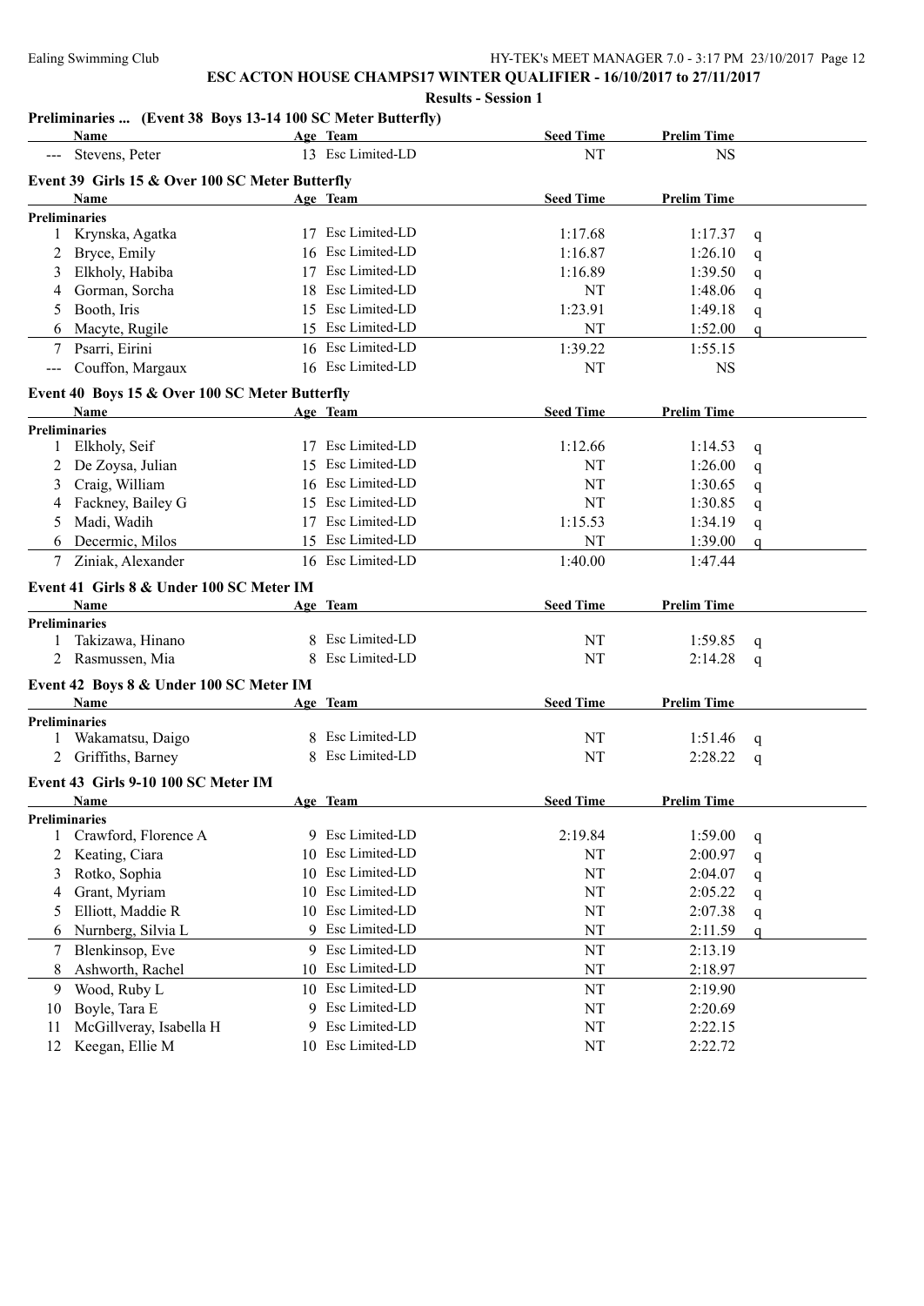## ESC ACTON HOUSE CHAMPS17 WINTER QUALIFIER - 16/10/2017 to 27/11/2017

**Results - Session 1**

### Preliminaries ... (Event 38 Boys 13-14 100 SC Meter Butterfly)

| | Name | Age | Team | Seed Time | Prelim Time | |
|---|---|---|---|---|---|---|
| --- | Stevens, Peter | 13 | Esc Limited-LD | NT | NS | |

### Event 39 Girls 15 & Over 100 SC Meter Butterfly

| | Name | Age | Team | Seed Time | Prelim Time | |
|---|---|---|---|---|---|---|
| **Preliminaries** | | | | | | |
| 1 | Krynska, Agatka | 17 | Esc Limited-LD | 1:17.68 | 1:17.37 | q |
| 2 | Bryce, Emily | 16 | Esc Limited-LD | 1:16.87 | 1:26.10 | q |
| 3 | Elkholy, Habiba | 17 | Esc Limited-LD | 1:16.89 | 1:39.50 | q |
| 4 | Gorman, Sorcha | 18 | Esc Limited-LD | NT | 1:48.06 | q |
| 5 | Booth, Iris | 15 | Esc Limited-LD | 1:23.91 | 1:49.18 | q |
| 6 | Macyte, Rugile | 15 | Esc Limited-LD | NT | 1:52.00 | q |
| 7 | Psarri, Eirini | 16 | Esc Limited-LD | 1:39.22 | 1:55.15 | |
| --- | Couffon, Margaux | 16 | Esc Limited-LD | NT | NS | |

### Event 40 Boys 15 & Over 100 SC Meter Butterfly

| | Name | Age | Team | Seed Time | Prelim Time | |
|---|---|---|---|---|---|---|
| **Preliminaries** | | | | | | |
| 1 | Elkholy, Seif | 17 | Esc Limited-LD | 1:12.66 | 1:14.53 | q |
| 2 | De Zoysa, Julian | 15 | Esc Limited-LD | NT | 1:26.00 | q |
| 3 | Craig, William | 16 | Esc Limited-LD | NT | 1:30.65 | q |
| 4 | Fackney, Bailey G | 15 | Esc Limited-LD | NT | 1:30.85 | q |
| 5 | Madi, Wadih | 17 | Esc Limited-LD | 1:15.53 | 1:34.19 | q |
| 6 | Decermic, Milos | 15 | Esc Limited-LD | NT | 1:39.00 | q |
| 7 | Ziniak, Alexander | 16 | Esc Limited-LD | 1:40.00 | 1:47.44 | |

### Event 41 Girls 8 & Under 100 SC Meter IM

| | Name | Age | Team | Seed Time | Prelim Time | |
|---|---|---|---|---|---|---|
| **Preliminaries** | | | | | | |
| 1 | Takizawa, Hinano | 8 | Esc Limited-LD | NT | 1:59.85 | q |
| 2 | Rasmussen, Mia | 8 | Esc Limited-LD | NT | 2:14.28 | q |

### Event 42 Boys 8 & Under 100 SC Meter IM

| | Name | Age | Team | Seed Time | Prelim Time | |
|---|---|---|---|---|---|---|
| **Preliminaries** | | | | | | |
| 1 | Wakamatsu, Daigo | 8 | Esc Limited-LD | NT | 1:51.46 | q |
| 2 | Griffiths, Barney | 8 | Esc Limited-LD | NT | 2:28.22 | q |

### Event 43 Girls 9-10 100 SC Meter IM

| | Name | Age | Team | Seed Time | Prelim Time | |
|---|---|---|---|---|---|---|
| **Preliminaries** | | | | | | |
| 1 | Crawford, Florence A | 9 | Esc Limited-LD | 2:19.84 | 1:59.00 | q |
| 2 | Keating, Ciara | 10 | Esc Limited-LD | NT | 2:00.97 | q |
| 3 | Rotko, Sophia | 10 | Esc Limited-LD | NT | 2:04.07 | q |
| 4 | Grant, Myriam | 10 | Esc Limited-LD | NT | 2:05.22 | q |
| 5 | Elliott, Maddie R | 10 | Esc Limited-LD | NT | 2:07.38 | q |
| 6 | Nurnberg, Silvia L | 9 | Esc Limited-LD | NT | 2:11.59 | q |
| 7 | Blenkinsop, Eve | 9 | Esc Limited-LD | NT | 2:13.19 | |
| 8 | Ashworth, Rachel | 10 | Esc Limited-LD | NT | 2:18.97 | |
| 9 | Wood, Ruby L | 10 | Esc Limited-LD | NT | 2:19.90 | |
| 10 | Boyle, Tara E | 9 | Esc Limited-LD | NT | 2:20.69 | |
| 11 | McGillveray, Isabella H | 9 | Esc Limited-LD | NT | 2:22.15 | |
| 12 | Keegan, Ellie M | 10 | Esc Limited-LD | NT | 2:22.72 | |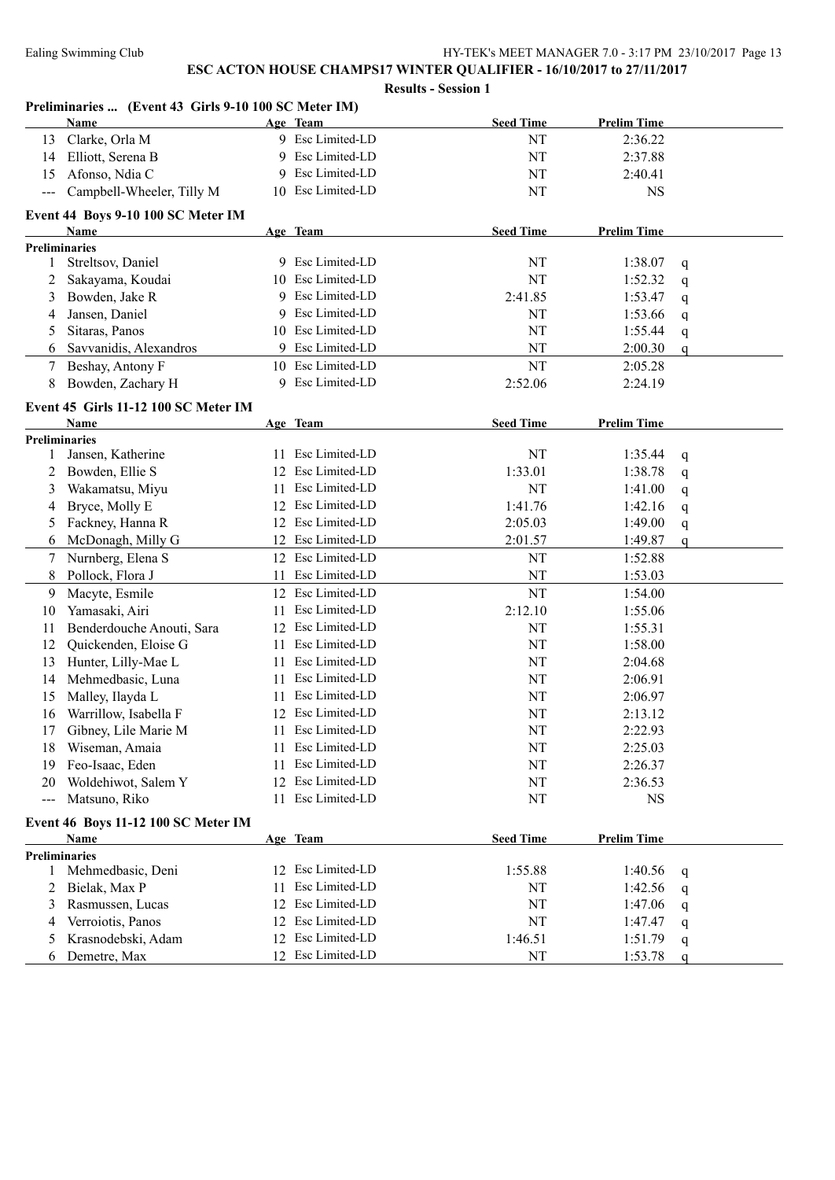**ESC ACTON HOUSE CHAMPS17 WINTER QUALIFIER - 16/10/2017 to 27/11/2017**

**Results - Session 1**

### Preliminaries ... (Event 43 Girls 9-10 100 SC Meter IM)

| | Name | Age | Team | Seed Time | Prelim Time | |
|---|---|---|---|---|---|---|
| 13 | Clarke, Orla M | 9 | Esc Limited-LD | NT | 2:36.22 | |
| 14 | Elliott, Serena B | 9 | Esc Limited-LD | NT | 2:37.88 | |
| 15 | Afonso, Ndia C | 9 | Esc Limited-LD | NT | 2:40.41 | |
| --- | Campbell-Wheeler, Tilly M | 10 | Esc Limited-LD | NT | NS | |

### Event 44 Boys 9-10 100 SC Meter IM

| | Name | Age | Team | Seed Time | Prelim Time | |
|---|---|---|---|---|---|---|
| **Preliminaries** | | | | | | |
| 1 | Streltsov, Daniel | 9 | Esc Limited-LD | NT | 1:38.07 | q |
| 2 | Sakayama, Koudai | 10 | Esc Limited-LD | NT | 1:52.32 | q |
| 3 | Bowden, Jake R | 9 | Esc Limited-LD | 2:41.85 | 1:53.47 | q |
| 4 | Jansen, Daniel | 9 | Esc Limited-LD | NT | 1:53.66 | q |
| 5 | Sitaras, Panos | 10 | Esc Limited-LD | NT | 1:55.44 | q |
| 6 | Savvanidis, Alexandros | 9 | Esc Limited-LD | NT | 2:00.30 | q |
| 7 | Beshay, Antony F | 10 | Esc Limited-LD | NT | 2:05.28 | |
| 8 | Bowden, Zachary H | 9 | Esc Limited-LD | 2:52.06 | 2:24.19 | |

### Event 45 Girls 11-12 100 SC Meter IM

| | Name | Age | Team | Seed Time | Prelim Time | |
|---|---|---|---|---|---|---|
| **Preliminaries** | | | | | | |
| 1 | Jansen, Katherine | 11 | Esc Limited-LD | NT | 1:35.44 | q |
| 2 | Bowden, Ellie S | 12 | Esc Limited-LD | 1:33.01 | 1:38.78 | q |
| 3 | Wakamatsu, Miyu | 11 | Esc Limited-LD | NT | 1:41.00 | q |
| 4 | Bryce, Molly E | 12 | Esc Limited-LD | 1:41.76 | 1:42.16 | q |
| 5 | Fackney, Hanna R | 12 | Esc Limited-LD | 2:05.03 | 1:49.00 | q |
| 6 | McDonagh, Milly G | 12 | Esc Limited-LD | 2:01.57 | 1:49.87 | q |
| 7 | Nurnberg, Elena S | 12 | Esc Limited-LD | NT | 1:52.88 | |
| 8 | Pollock, Flora J | 11 | Esc Limited-LD | NT | 1:53.03 | |
| 9 | Macyte, Esmile | 12 | Esc Limited-LD | NT | 1:54.00 | |
| 10 | Yamasaki, Airi | 11 | Esc Limited-LD | 2:12.10 | 1:55.06 | |
| 11 | Benderdouche Anouti, Sara | 12 | Esc Limited-LD | NT | 1:55.31 | |
| 12 | Quickenden, Eloise G | 11 | Esc Limited-LD | NT | 1:58.00 | |
| 13 | Hunter, Lilly-Mae L | 11 | Esc Limited-LD | NT | 2:04.68 | |
| 14 | Mehmedbasic, Luna | 11 | Esc Limited-LD | NT | 2:06.91 | |
| 15 | Malley, Ilayda L | 11 | Esc Limited-LD | NT | 2:06.97 | |
| 16 | Warrillow, Isabella F | 12 | Esc Limited-LD | NT | 2:13.12 | |
| 17 | Gibney, Lile Marie M | 11 | Esc Limited-LD | NT | 2:22.93 | |
| 18 | Wiseman, Amaia | 11 | Esc Limited-LD | NT | 2:25.03 | |
| 19 | Feo-Isaac, Eden | 11 | Esc Limited-LD | NT | 2:26.37 | |
| 20 | Woldehiwot, Salem Y | 12 | Esc Limited-LD | NT | 2:36.53 | |
| --- | Matsuno, Riko | 11 | Esc Limited-LD | NT | NS | |

### Event 46 Boys 11-12 100 SC Meter IM

| | Name | Age | Team | Seed Time | Prelim Time | |
|---|---|---|---|---|---|---|
| **Preliminaries** | | | | | | |
| 1 | Mehmedbasic, Deni | 12 | Esc Limited-LD | 1:55.88 | 1:40.56 | q |
| 2 | Bielak, Max P | 11 | Esc Limited-LD | NT | 1:42.56 | q |
| 3 | Rasmussen, Lucas | 12 | Esc Limited-LD | NT | 1:47.06 | q |
| 4 | Verroiotis, Panos | 12 | Esc Limited-LD | NT | 1:47.47 | q |
| 5 | Krasnodebski, Adam | 12 | Esc Limited-LD | 1:46.51 | 1:51.79 | q |
| 6 | Demetre, Max | 12 | Esc Limited-LD | NT | 1:53.78 | q |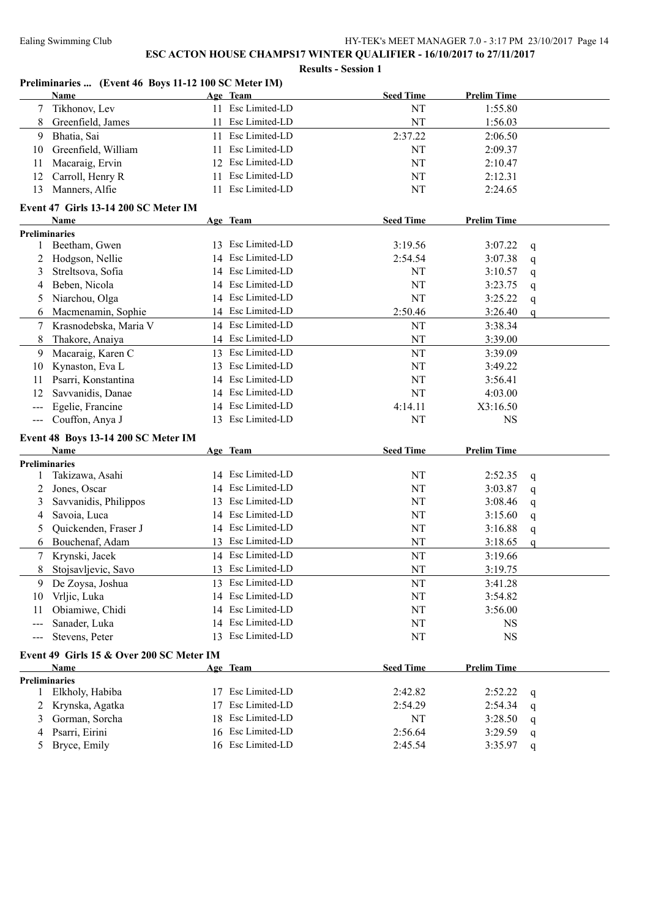**ESC ACTON HOUSE CHAMPS17 WINTER QUALIFIER - 16/10/2017 to 27/11/2017**

**Results - Session 1**

### Preliminaries ... (Event 46 Boys 11-12 100 SC Meter IM)

| | Name | Age | Team | Seed Time | Prelim Time | |
|---|---|---|---|---|---|---|
| 7 | Tikhonov, Lev | 11 | Esc Limited-LD | NT | 1:55.80 | |
| 8 | Greenfield, James | 11 | Esc Limited-LD | NT | 1:56.03 | |
| 9 | Bhatia, Sai | 11 | Esc Limited-LD | 2:37.22 | 2:06.50 | |
| 10 | Greenfield, William | 11 | Esc Limited-LD | NT | 2:09.37 | |
| 11 | Macaraig, Ervin | 12 | Esc Limited-LD | NT | 2:10.47 | |
| 12 | Carroll, Henry R | 11 | Esc Limited-LD | NT | 2:12.31 | |
| 13 | Manners, Alfie | 11 | Esc Limited-LD | NT | 2:24.65 | |

### Event 47 Girls 13-14 200 SC Meter IM

| | Name | Age | Team | Seed Time | Prelim Time | |
|---|---|---|---|---|---|---|
| **Preliminaries** | | | | | | |
| 1 | Beetham, Gwen | 13 | Esc Limited-LD | 3:19.56 | 3:07.22 | q |
| 2 | Hodgson, Nellie | 14 | Esc Limited-LD | 2:54.54 | 3:07.38 | q |
| 3 | Streltsova, Sofia | 14 | Esc Limited-LD | NT | 3:10.57 | q |
| 4 | Beben, Nicola | 14 | Esc Limited-LD | NT | 3:23.75 | q |
| 5 | Niarchou, Olga | 14 | Esc Limited-LD | NT | 3:25.22 | q |
| 6 | Macmenamin, Sophie | 14 | Esc Limited-LD | 2:50.46 | 3:26.40 | q |
| 7 | Krasnodebska, Maria V | 14 | Esc Limited-LD | NT | 3:38.34 | |
| 8 | Thakore, Anaiya | 14 | Esc Limited-LD | NT | 3:39.00 | |
| 9 | Macaraig, Karen C | 13 | Esc Limited-LD | NT | 3:39.09 | |
| 10 | Kynaston, Eva L | 13 | Esc Limited-LD | NT | 3:49.22 | |
| 11 | Psarri, Konstantina | 14 | Esc Limited-LD | NT | 3:56.41 | |
| 12 | Savvanidis, Danae | 14 | Esc Limited-LD | NT | 4:03.00 | |
| --- | Egelie, Francine | 14 | Esc Limited-LD | 4:14.11 | X3:16.50 | |
| --- | Couffon, Anya J | 13 | Esc Limited-LD | NT | NS | |

### Event 48 Boys 13-14 200 SC Meter IM

| | Name | Age | Team | Seed Time | Prelim Time | |
|---|---|---|---|---|---|---|
| **Preliminaries** | | | | | | |
| 1 | Takizawa, Asahi | 14 | Esc Limited-LD | NT | 2:52.35 | q |
| 2 | Jones, Oscar | 14 | Esc Limited-LD | NT | 3:03.87 | q |
| 3 | Savvanidis, Philippos | 13 | Esc Limited-LD | NT | 3:08.46 | q |
| 4 | Savoia, Luca | 14 | Esc Limited-LD | NT | 3:15.60 | q |
| 5 | Quickenden, Fraser J | 14 | Esc Limited-LD | NT | 3:16.88 | q |
| 6 | Bouchenaf, Adam | 13 | Esc Limited-LD | NT | 3:18.65 | q |
| 7 | Krynski, Jacek | 14 | Esc Limited-LD | NT | 3:19.66 | |
| 8 | Stojsavljevic, Savo | 13 | Esc Limited-LD | NT | 3:19.75 | |
| 9 | De Zoysa, Joshua | 13 | Esc Limited-LD | NT | 3:41.28 | |
| 10 | Vrljic, Luka | 14 | Esc Limited-LD | NT | 3:54.82 | |
| 11 | Obiamiwe, Chidi | 14 | Esc Limited-LD | NT | 3:56.00 | |
| --- | Sanader, Luka | 14 | Esc Limited-LD | NT | NS | |
| --- | Stevens, Peter | 13 | Esc Limited-LD | NT | NS | |

### Event 49 Girls 15 & Over 200 SC Meter IM

| | Name | Age | Team | Seed Time | Prelim Time | |
|---|---|---|---|---|---|---|
| **Preliminaries** | | | | | | |
| 1 | Elkholy, Habiba | 17 | Esc Limited-LD | 2:42.82 | 2:52.22 | q |
| 2 | Krynska, Agatka | 17 | Esc Limited-LD | 2:54.29 | 2:54.34 | q |
| 3 | Gorman, Sorcha | 18 | Esc Limited-LD | NT | 3:28.50 | q |
| 4 | Psarri, Eirini | 16 | Esc Limited-LD | 2:56.64 | 3:29.59 | q |
| 5 | Bryce, Emily | 16 | Esc Limited-LD | 2:45.54 | 3:35.97 | q |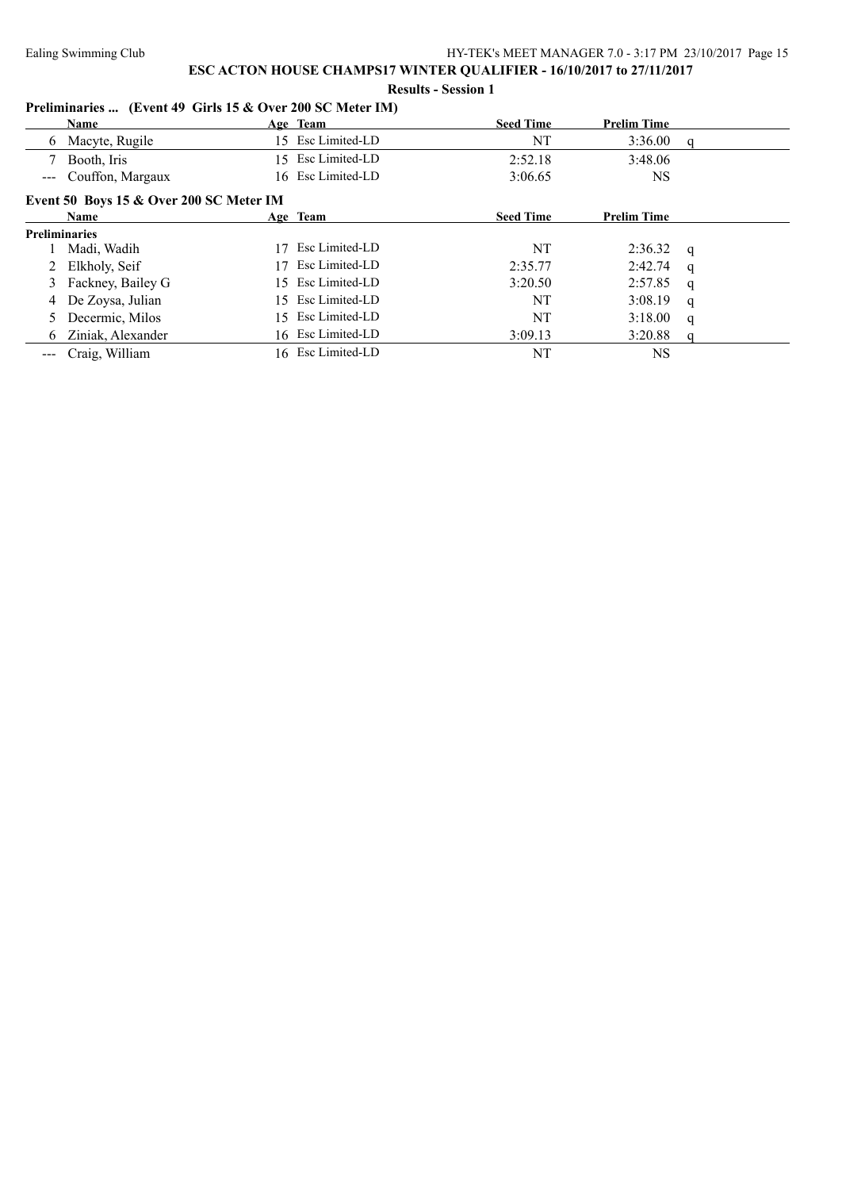## Results - Session 1

### Preliminaries ... (Event 49 Girls 15 & Over 200 SC Meter IM)

| | Name | Age | Team | Seed Time | Prelim Time | |
|---|---|---|---|---|---|---|
| 6 | Macyte, Rugile | 15 | Esc Limited-LD | NT | 3:36.00 | q |
| 7 | Booth, Iris | 15 | Esc Limited-LD | 2:52.18 | 3:48.06 | |
| --- | Couffon, Margaux | 16 | Esc Limited-LD | 3:06.65 | NS | |

### Event 50 Boys 15 & Over 200 SC Meter IM

| | Name | Age | Team | Seed Time | Prelim Time | |
|---|---|---|---|---|---|---|
| **Preliminaries** | | | | | | |
| 1 | Madi, Wadih | 17 | Esc Limited-LD | NT | 2:36.32 | q |
| 2 | Elkholy, Seif | 17 | Esc Limited-LD | 2:35.77 | 2:42.74 | q |
| 3 | Fackney, Bailey G | 15 | Esc Limited-LD | 3:20.50 | 2:57.85 | q |
| 4 | De Zoysa, Julian | 15 | Esc Limited-LD | NT | 3:08.19 | q |
| 5 | Decermic, Milos | 15 | Esc Limited-LD | NT | 3:18.00 | q |
| 6 | Ziniak, Alexander | 16 | Esc Limited-LD | 3:09.13 | 3:20.88 | q |
| --- | Craig, William | 16 | Esc Limited-LD | NT | NS | |